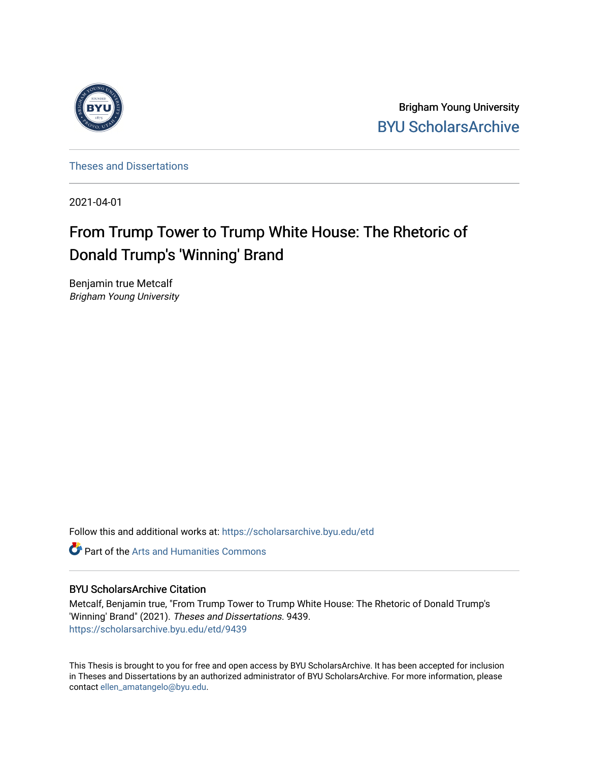Brigham Young University

BYU ScholarsArchive

Theses and Dissertations

2021-04-01

# From Trump Tower to Trump White House: The Rhetoric of Donald Trump's 'Winning' Brand

Benjamin true Metcalf

*Brigham Young University*

Follow this and additional works at: https://scholarsarchive.byu.edu/etd

Part of the Arts and Humanities Commons

## BYU ScholarsArchive Citation

Metcalf, Benjamin true, "From Trump Tower to Trump White House: The Rhetoric of Donald Trump's 'Winning' Brand" (2021). *Theses and Dissertations*. 9439.
https://scholarsarchive.byu.edu/etd/9439

This Thesis is brought to you for free and open access by BYU ScholarsArchive. It has been accepted for inclusion in Theses and Dissertations by an authorized administrator of BYU ScholarsArchive. For more information, please contact ellen_amatangelo@byu.edu.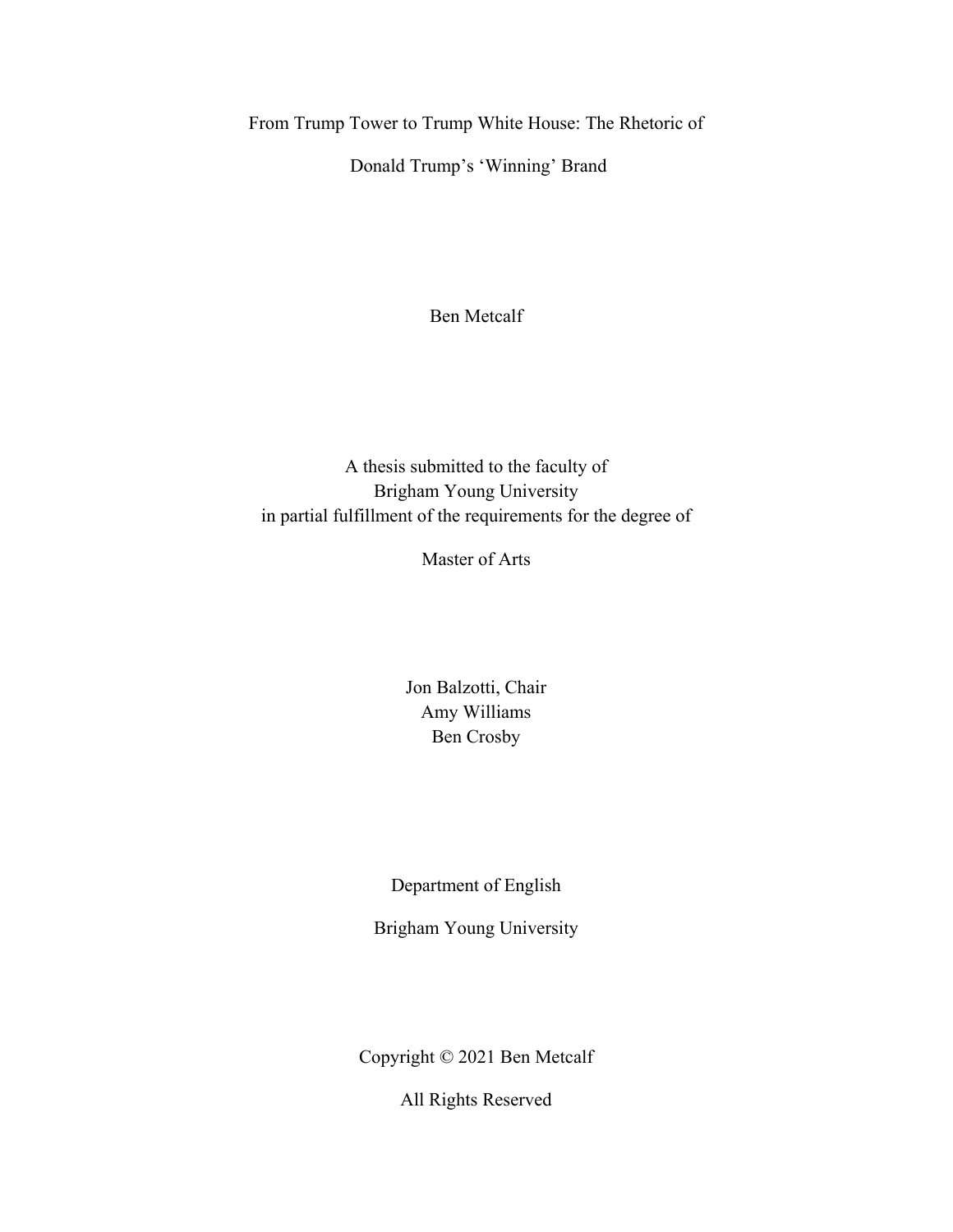From Trump Tower to Trump White House: The Rhetoric of

Donald Trump's 'Winning' Brand

Ben Metcalf

A thesis submitted to the faculty of
Brigham Young University
in partial fulfillment of the requirements for the degree of

Master of Arts

Jon Balzotti, Chair
Amy Williams
Ben Crosby

Department of English

Brigham Young University

Copyright © 2021 Ben Metcalf

All Rights Reserved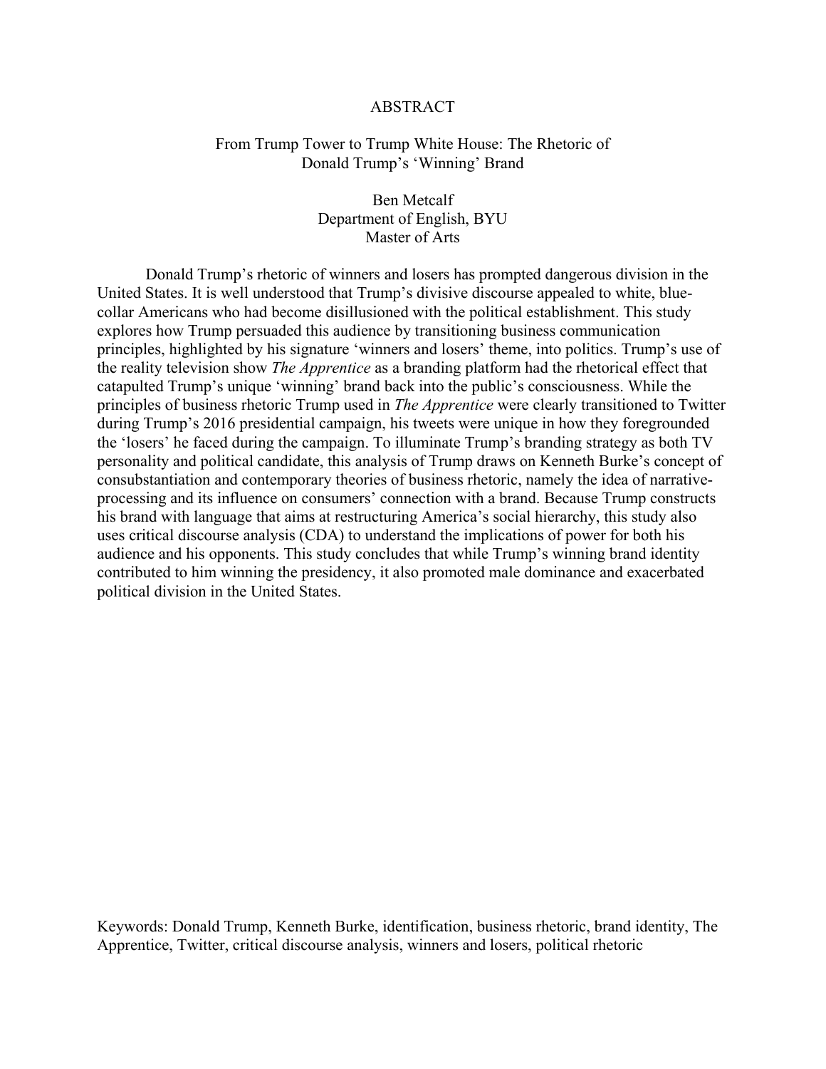# ABSTRACT

## From Trump Tower to Trump White House: The Rhetoric of Donald Trump's 'Winning' Brand

Ben Metcalf
Department of English, BYU
Master of Arts

Donald Trump's rhetoric of winners and losers has prompted dangerous division in the United States. It is well understood that Trump's divisive discourse appealed to white, blue-collar Americans who had become disillusioned with the political establishment. This study explores how Trump persuaded this audience by transitioning business communication principles, highlighted by his signature 'winners and losers' theme, into politics. Trump's use of the reality television show *The Apprentice* as a branding platform had the rhetorical effect that catapulted Trump's unique 'winning' brand back into the public's consciousness. While the principles of business rhetoric Trump used in *The Apprentice* were clearly transitioned to Twitter during Trump's 2016 presidential campaign, his tweets were unique in how they foregrounded the 'losers' he faced during the campaign. To illuminate Trump's branding strategy as both TV personality and political candidate, this analysis of Trump draws on Kenneth Burke's concept of consubstantiation and contemporary theories of business rhetoric, namely the idea of narrative-processing and its influence on consumers' connection with a brand. Because Trump constructs his brand with language that aims at restructuring America's social hierarchy, this study also uses critical discourse analysis (CDA) to understand the implications of power for both his audience and his opponents. This study concludes that while Trump's winning brand identity contributed to him winning the presidency, it also promoted male dominance and exacerbated political division in the United States.

Keywords: Donald Trump, Kenneth Burke, identification, business rhetoric, brand identity, The Apprentice, Twitter, critical discourse analysis, winners and losers, political rhetoric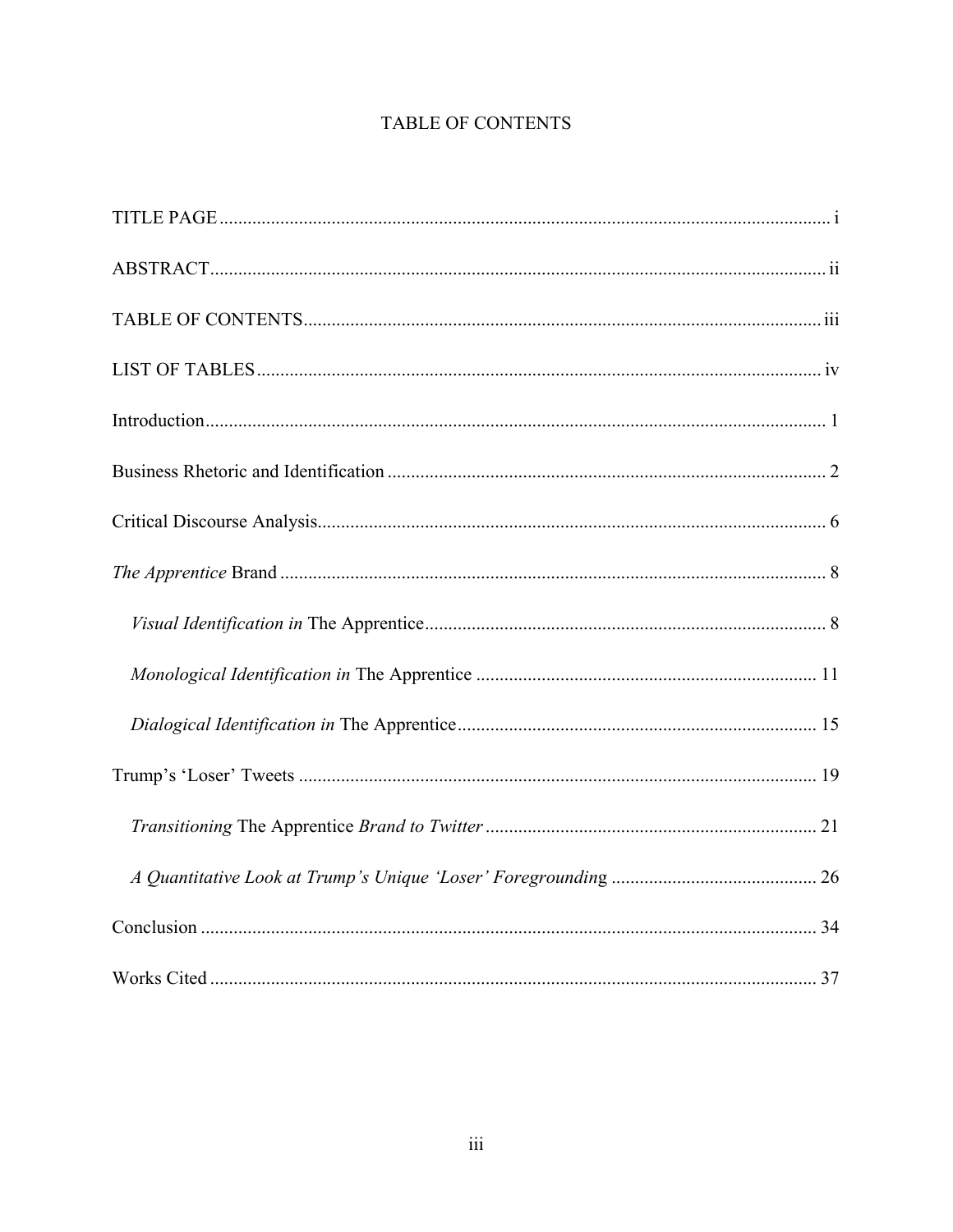# TABLE OF CONTENTS

TITLE PAGE ..... i

ABSTRACT ..... ii

TABLE OF CONTENTS ..... iii

LIST OF TABLES ..... iv

Introduction ..... 1

Business Rhetoric and Identification ..... 2

Critical Discourse Analysis ..... 6

*The Apprentice* Brand ..... 8

- *Visual Identification in* The Apprentice ..... 8
- *Monological Identification in* The Apprentice ..... 11
- *Dialogical Identification in* The Apprentice ..... 15

Trump's 'Loser' Tweets ..... 19

- *Transitioning* The Apprentice *Brand to Twitter* ..... 21
- *A Quantitative Look at Trump's Unique 'Loser' Foregrounding* ..... 26

Conclusion ..... 34

Works Cited ..... 37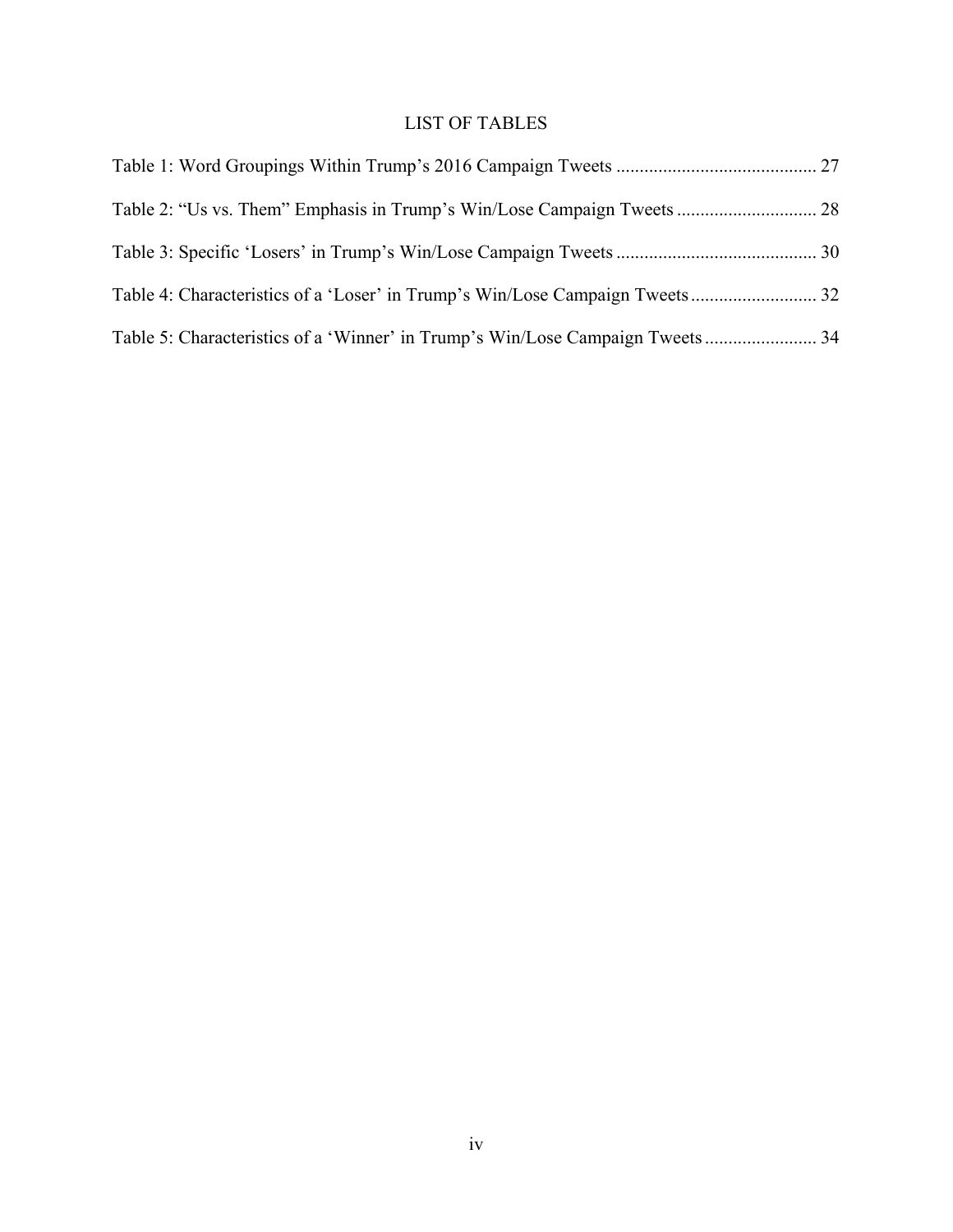# LIST OF TABLES

Table 1: Word Groupings Within Trump's 2016 Campaign Tweets .......................................... 27

Table 2: "Us vs. Them" Emphasis in Trump's Win/Lose Campaign Tweets ............................. 28

Table 3: Specific 'Losers' in Trump's Win/Lose Campaign Tweets .......................................... 30

Table 4: Characteristics of a 'Loser' in Trump's Win/Lose Campaign Tweets .......................... 32

Table 5: Characteristics of a 'Winner' in Trump's Win/Lose Campaign Tweets ....................... 34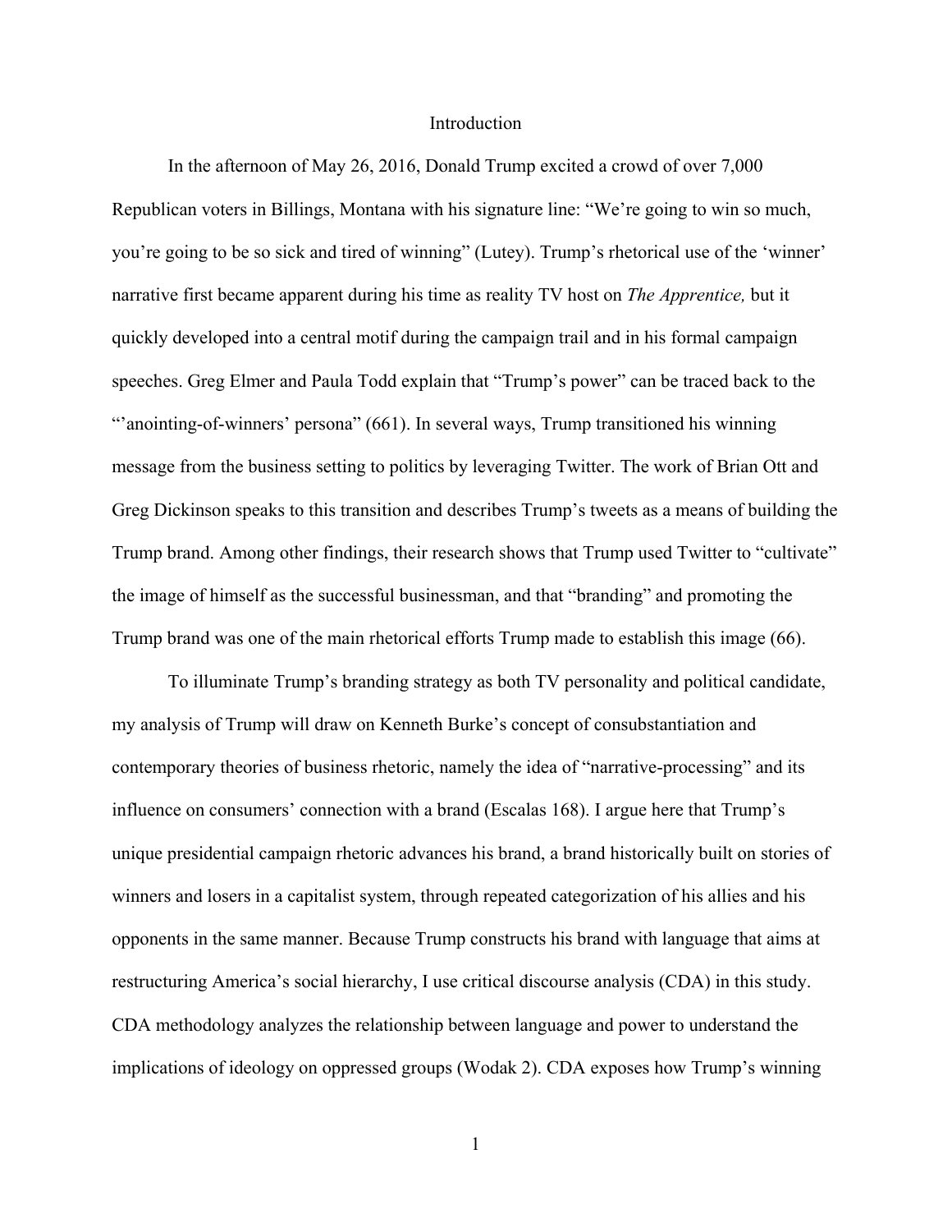# Introduction

In the afternoon of May 26, 2016, Donald Trump excited a crowd of over 7,000 Republican voters in Billings, Montana with his signature line: "We're going to win so much, you're going to be so sick and tired of winning" (Lutey). Trump's rhetorical use of the 'winner' narrative first became apparent during his time as reality TV host on *The Apprentice,* but it quickly developed into a central motif during the campaign trail and in his formal campaign speeches. Greg Elmer and Paula Todd explain that "Trump's power" can be traced back to the "'anointing-of-winners' persona" (661). In several ways, Trump transitioned his winning message from the business setting to politics by leveraging Twitter. The work of Brian Ott and Greg Dickinson speaks to this transition and describes Trump's tweets as a means of building the Trump brand. Among other findings, their research shows that Trump used Twitter to "cultivate" the image of himself as the successful businessman, and that "branding" and promoting the Trump brand was one of the main rhetorical efforts Trump made to establish this image (66).

To illuminate Trump's branding strategy as both TV personality and political candidate, my analysis of Trump will draw on Kenneth Burke's concept of consubstantiation and contemporary theories of business rhetoric, namely the idea of "narrative-processing" and its influence on consumers' connection with a brand (Escalas 168). I argue here that Trump's unique presidential campaign rhetoric advances his brand, a brand historically built on stories of winners and losers in a capitalist system, through repeated categorization of his allies and his opponents in the same manner. Because Trump constructs his brand with language that aims at restructuring America's social hierarchy, I use critical discourse analysis (CDA) in this study. CDA methodology analyzes the relationship between language and power to understand the implications of ideology on oppressed groups (Wodak 2). CDA exposes how Trump's winning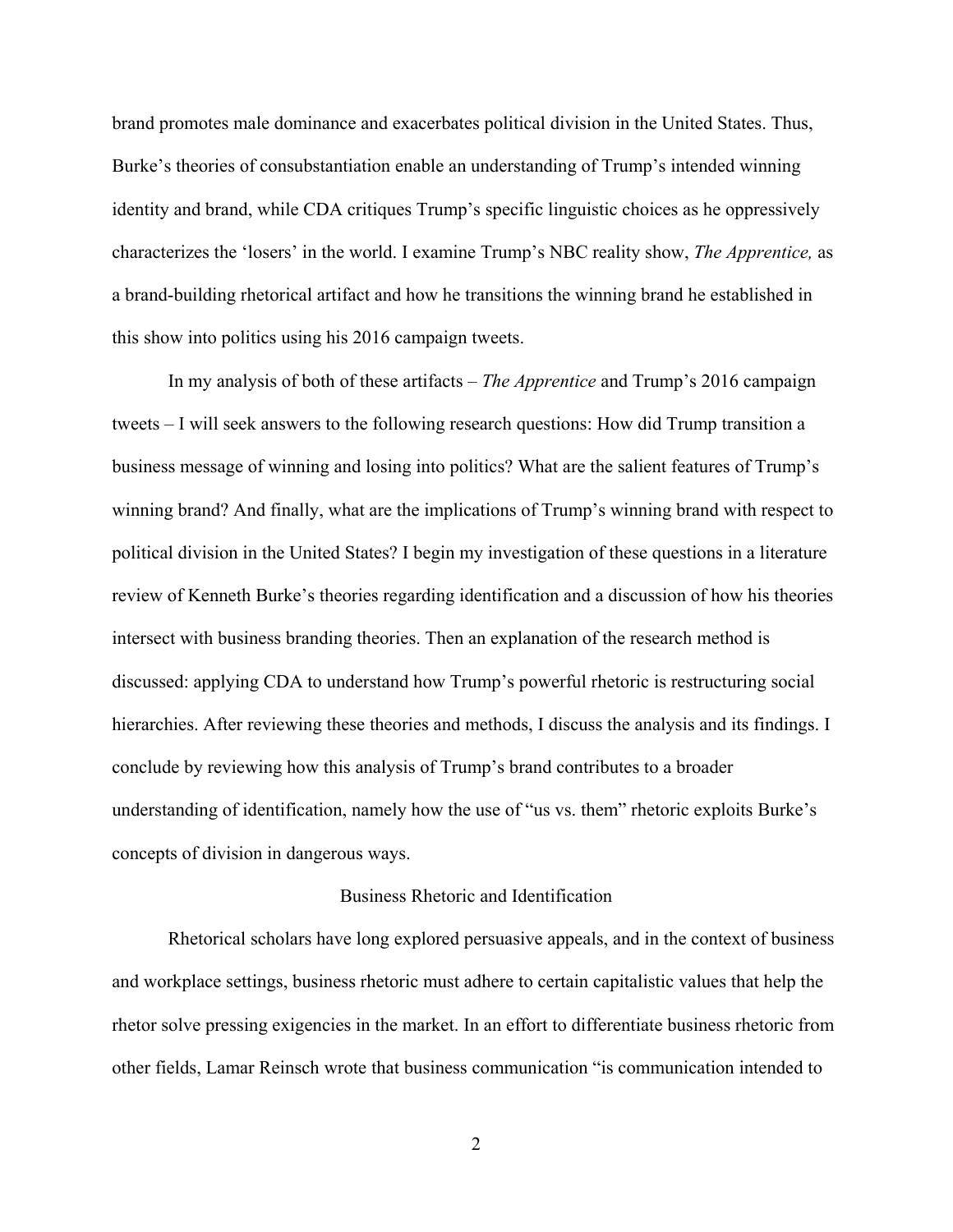brand promotes male dominance and exacerbates political division in the United States. Thus, Burke's theories of consubstantiation enable an understanding of Trump's intended winning identity and brand, while CDA critiques Trump's specific linguistic choices as he oppressively characterizes the 'losers' in the world. I examine Trump's NBC reality show, *The Apprentice,* as a brand-building rhetorical artifact and how he transitions the winning brand he established in this show into politics using his 2016 campaign tweets.

In my analysis of both of these artifacts – *The Apprentice* and Trump's 2016 campaign tweets – I will seek answers to the following research questions: How did Trump transition a business message of winning and losing into politics? What are the salient features of Trump's winning brand? And finally, what are the implications of Trump's winning brand with respect to political division in the United States? I begin my investigation of these questions in a literature review of Kenneth Burke's theories regarding identification and a discussion of how his theories intersect with business branding theories. Then an explanation of the research method is discussed: applying CDA to understand how Trump's powerful rhetoric is restructuring social hierarchies. After reviewing these theories and methods, I discuss the analysis and its findings. I conclude by reviewing how this analysis of Trump's brand contributes to a broader understanding of identification, namely how the use of "us vs. them" rhetoric exploits Burke's concepts of division in dangerous ways.

## Business Rhetoric and Identification

Rhetorical scholars have long explored persuasive appeals, and in the context of business and workplace settings, business rhetoric must adhere to certain capitalistic values that help the rhetor solve pressing exigencies in the market. In an effort to differentiate business rhetoric from other fields, Lamar Reinsch wrote that business communication "is communication intended to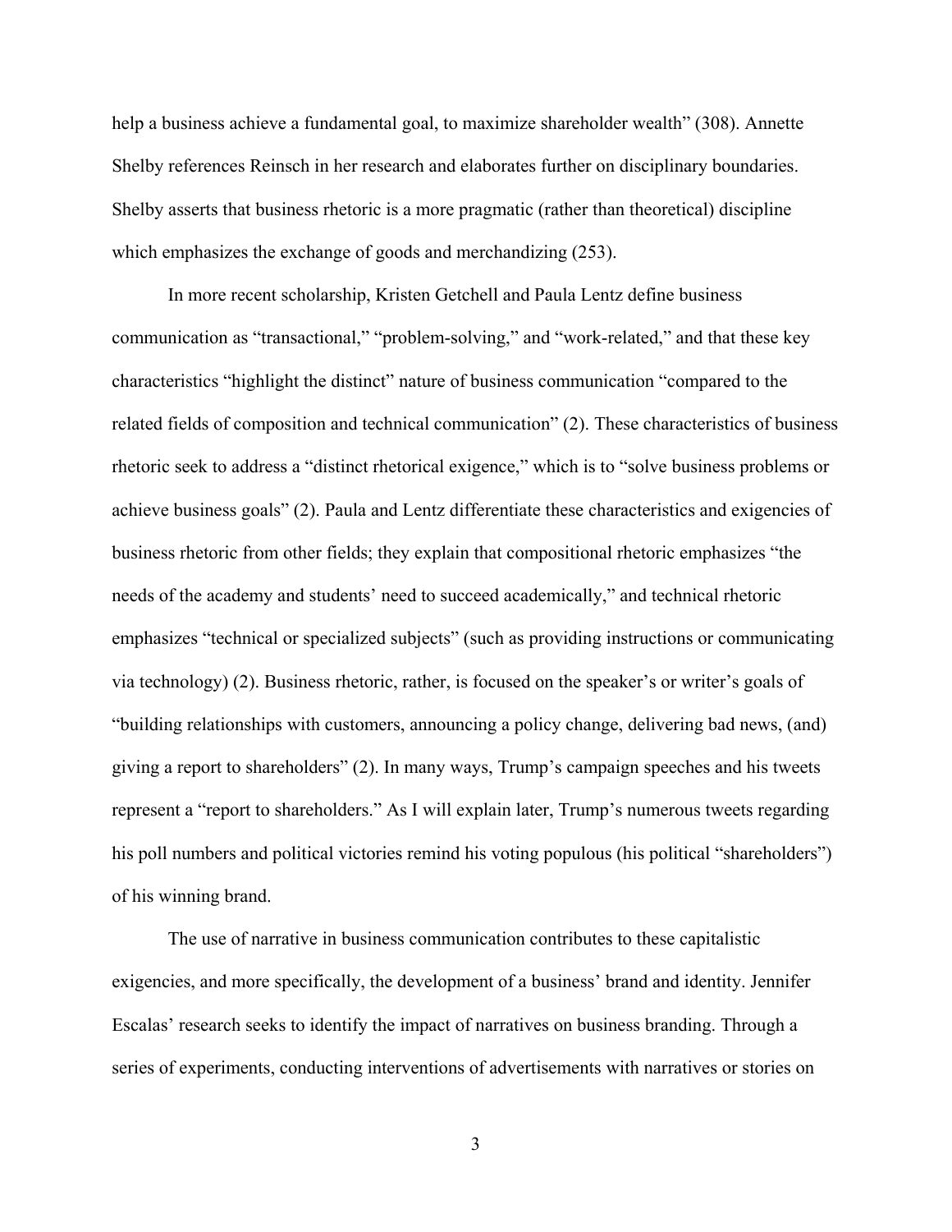help a business achieve a fundamental goal, to maximize shareholder wealth" (308). Annette Shelby references Reinsch in her research and elaborates further on disciplinary boundaries. Shelby asserts that business rhetoric is a more pragmatic (rather than theoretical) discipline which emphasizes the exchange of goods and merchandizing (253).

In more recent scholarship, Kristen Getchell and Paula Lentz define business communication as "transactional," "problem-solving," and "work-related," and that these key characteristics "highlight the distinct" nature of business communication "compared to the related fields of composition and technical communication" (2). These characteristics of business rhetoric seek to address a "distinct rhetorical exigence," which is to "solve business problems or achieve business goals" (2). Paula and Lentz differentiate these characteristics and exigencies of business rhetoric from other fields; they explain that compositional rhetoric emphasizes "the needs of the academy and students' need to succeed academically," and technical rhetoric emphasizes "technical or specialized subjects" (such as providing instructions or communicating via technology) (2). Business rhetoric, rather, is focused on the speaker's or writer's goals of "building relationships with customers, announcing a policy change, delivering bad news, (and) giving a report to shareholders" (2). In many ways, Trump's campaign speeches and his tweets represent a "report to shareholders." As I will explain later, Trump's numerous tweets regarding his poll numbers and political victories remind his voting populous (his political "shareholders") of his winning brand.

The use of narrative in business communication contributes to these capitalistic exigencies, and more specifically, the development of a business' brand and identity. Jennifer Escalas' research seeks to identify the impact of narratives on business branding. Through a series of experiments, conducting interventions of advertisements with narratives or stories on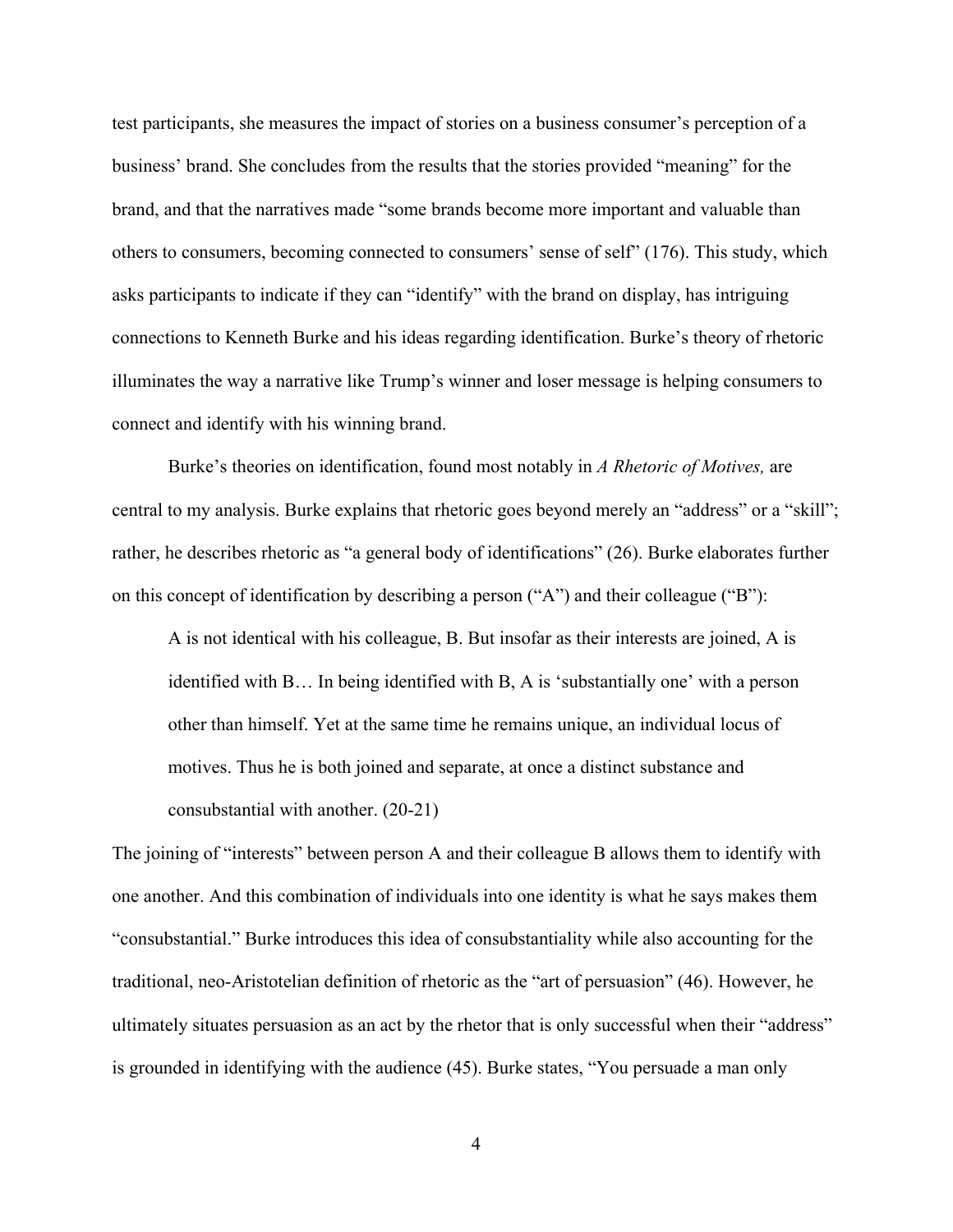test participants, she measures the impact of stories on a business consumer's perception of a business' brand. She concludes from the results that the stories provided "meaning" for the brand, and that the narratives made "some brands become more important and valuable than others to consumers, becoming connected to consumers' sense of self" (176). This study, which asks participants to indicate if they can "identify" with the brand on display, has intriguing connections to Kenneth Burke and his ideas regarding identification. Burke's theory of rhetoric illuminates the way a narrative like Trump's winner and loser message is helping consumers to connect and identify with his winning brand.

Burke's theories on identification, found most notably in *A Rhetoric of Motives,* are central to my analysis. Burke explains that rhetoric goes beyond merely an "address" or a "skill"; rather, he describes rhetoric as "a general body of identifications" (26). Burke elaborates further on this concept of identification by describing a person ("A") and their colleague ("B"):

> A is not identical with his colleague, B. But insofar as their interests are joined, A is identified with B… In being identified with B, A is 'substantially one' with a person other than himself. Yet at the same time he remains unique, an individual locus of motives. Thus he is both joined and separate, at once a distinct substance and consubstantial with another. (20-21)

The joining of "interests" between person A and their colleague B allows them to identify with one another. And this combination of individuals into one identity is what he says makes them "consubstantial." Burke introduces this idea of consubstantiality while also accounting for the traditional, neo-Aristotelian definition of rhetoric as the "art of persuasion" (46). However, he ultimately situates persuasion as an act by the rhetor that is only successful when their "address" is grounded in identifying with the audience (45). Burke states, "You persuade a man only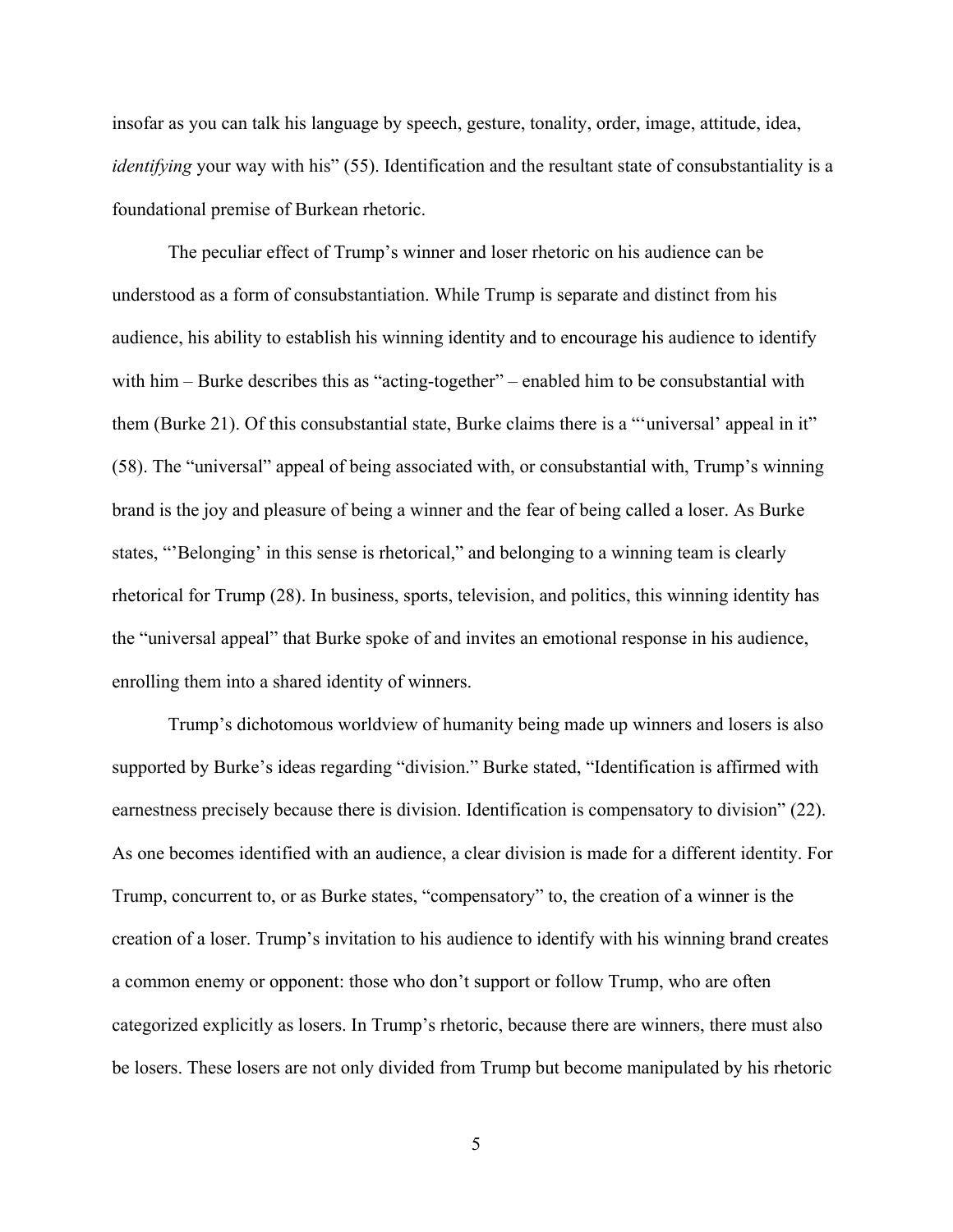insofar as you can talk his language by speech, gesture, tonality, order, image, attitude, idea, *identifying* your way with his" (55). Identification and the resultant state of consubstantiality is a foundational premise of Burkean rhetoric.

The peculiar effect of Trump's winner and loser rhetoric on his audience can be understood as a form of consubstantiation. While Trump is separate and distinct from his audience, his ability to establish his winning identity and to encourage his audience to identify with him – Burke describes this as "acting-together" – enabled him to be consubstantial with them (Burke 21). Of this consubstantial state, Burke claims there is a "'universal' appeal in it" (58). The "universal" appeal of being associated with, or consubstantial with, Trump's winning brand is the joy and pleasure of being a winner and the fear of being called a loser. As Burke states, "'Belonging' in this sense is rhetorical," and belonging to a winning team is clearly rhetorical for Trump (28). In business, sports, television, and politics, this winning identity has the "universal appeal" that Burke spoke of and invites an emotional response in his audience, enrolling them into a shared identity of winners.

Trump's dichotomous worldview of humanity being made up winners and losers is also supported by Burke's ideas regarding "division." Burke stated, "Identification is affirmed with earnestness precisely because there is division. Identification is compensatory to division" (22). As one becomes identified with an audience, a clear division is made for a different identity. For Trump, concurrent to, or as Burke states, "compensatory" to, the creation of a winner is the creation of a loser. Trump's invitation to his audience to identify with his winning brand creates a common enemy or opponent: those who don't support or follow Trump, who are often categorized explicitly as losers. In Trump's rhetoric, because there are winners, there must also be losers. These losers are not only divided from Trump but become manipulated by his rhetoric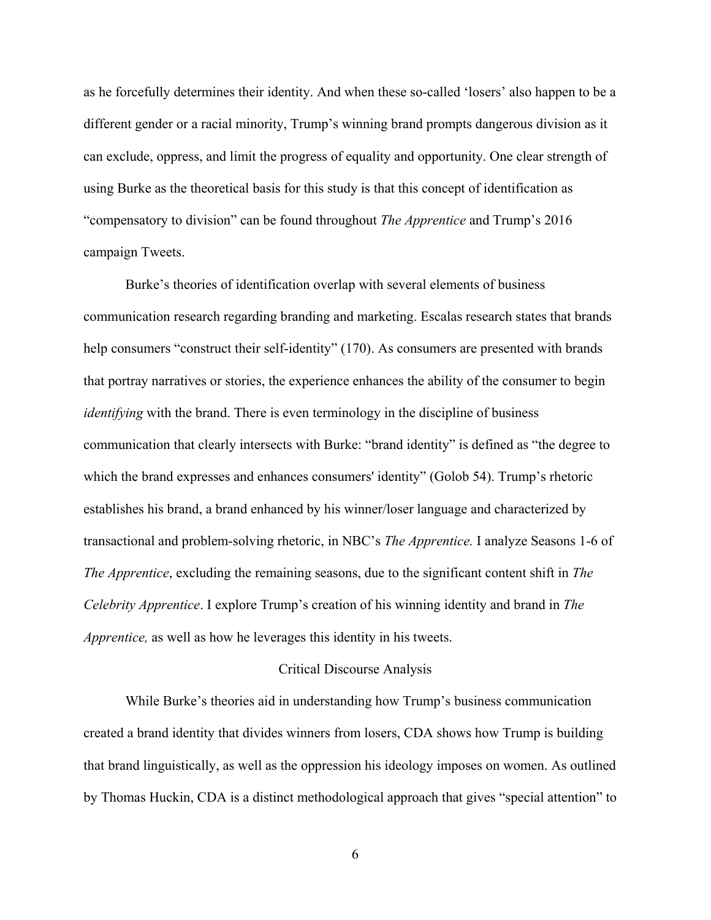as he forcefully determines their identity. And when these so-called 'losers' also happen to be a different gender or a racial minority, Trump's winning brand prompts dangerous division as it can exclude, oppress, and limit the progress of equality and opportunity. One clear strength of using Burke as the theoretical basis for this study is that this concept of identification as "compensatory to division" can be found throughout *The Apprentice* and Trump's 2016 campaign Tweets.

Burke's theories of identification overlap with several elements of business communication research regarding branding and marketing. Escalas research states that brands help consumers "construct their self-identity" (170). As consumers are presented with brands that portray narratives or stories, the experience enhances the ability of the consumer to begin *identifying* with the brand. There is even terminology in the discipline of business communication that clearly intersects with Burke: "brand identity" is defined as "the degree to which the brand expresses and enhances consumers' identity" (Golob 54). Trump's rhetoric establishes his brand, a brand enhanced by his winner/loser language and characterized by transactional and problem-solving rhetoric, in NBC's *The Apprentice.* I analyze Seasons 1-6 of *The Apprentice*, excluding the remaining seasons, due to the significant content shift in *The Celebrity Apprentice*. I explore Trump's creation of his winning identity and brand in *The Apprentice,* as well as how he leverages this identity in his tweets.

## Critical Discourse Analysis

While Burke's theories aid in understanding how Trump's business communication created a brand identity that divides winners from losers, CDA shows how Trump is building that brand linguistically, as well as the oppression his ideology imposes on women. As outlined by Thomas Huckin, CDA is a distinct methodological approach that gives "special attention" to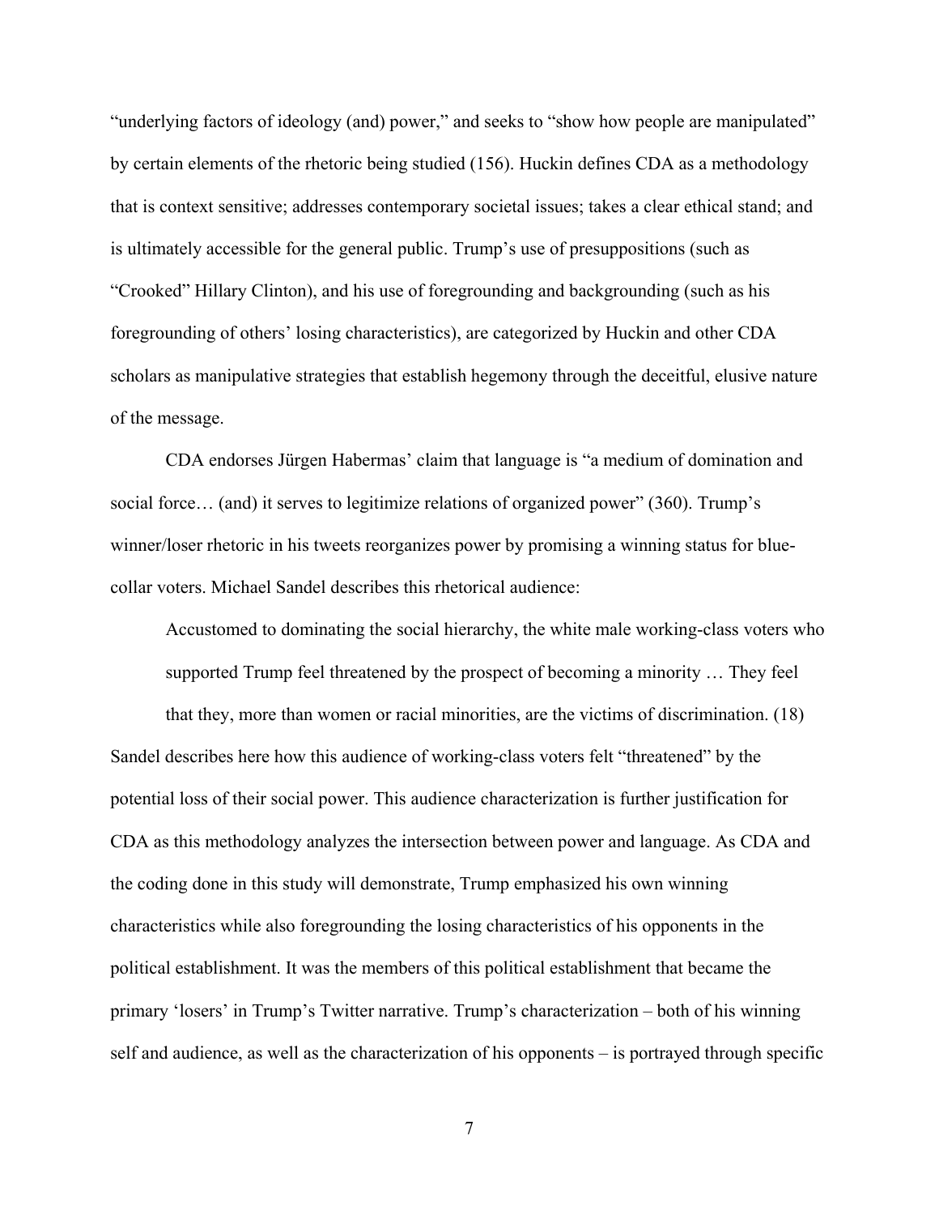"underlying factors of ideology (and) power," and seeks to "show how people are manipulated" by certain elements of the rhetoric being studied (156). Huckin defines CDA as a methodology that is context sensitive; addresses contemporary societal issues; takes a clear ethical stand; and is ultimately accessible for the general public. Trump's use of presuppositions (such as "Crooked" Hillary Clinton), and his use of foregrounding and backgrounding (such as his foregrounding of others' losing characteristics), are categorized by Huckin and other CDA scholars as manipulative strategies that establish hegemony through the deceitful, elusive nature of the message.

CDA endorses Jürgen Habermas' claim that language is "a medium of domination and social force… (and) it serves to legitimize relations of organized power" (360). Trump's winner/loser rhetoric in his tweets reorganizes power by promising a winning status for blue-collar voters. Michael Sandel describes this rhetorical audience:

> Accustomed to dominating the social hierarchy, the white male working-class voters who supported Trump feel threatened by the prospect of becoming a minority … They feel that they, more than women or racial minorities, are the victims of discrimination. (18)

Sandel describes here how this audience of working-class voters felt "threatened" by the potential loss of their social power. This audience characterization is further justification for CDA as this methodology analyzes the intersection between power and language. As CDA and the coding done in this study will demonstrate, Trump emphasized his own winning characteristics while also foregrounding the losing characteristics of his opponents in the political establishment. It was the members of this political establishment that became the primary 'losers' in Trump's Twitter narrative. Trump's characterization – both of his winning self and audience, as well as the characterization of his opponents – is portrayed through specific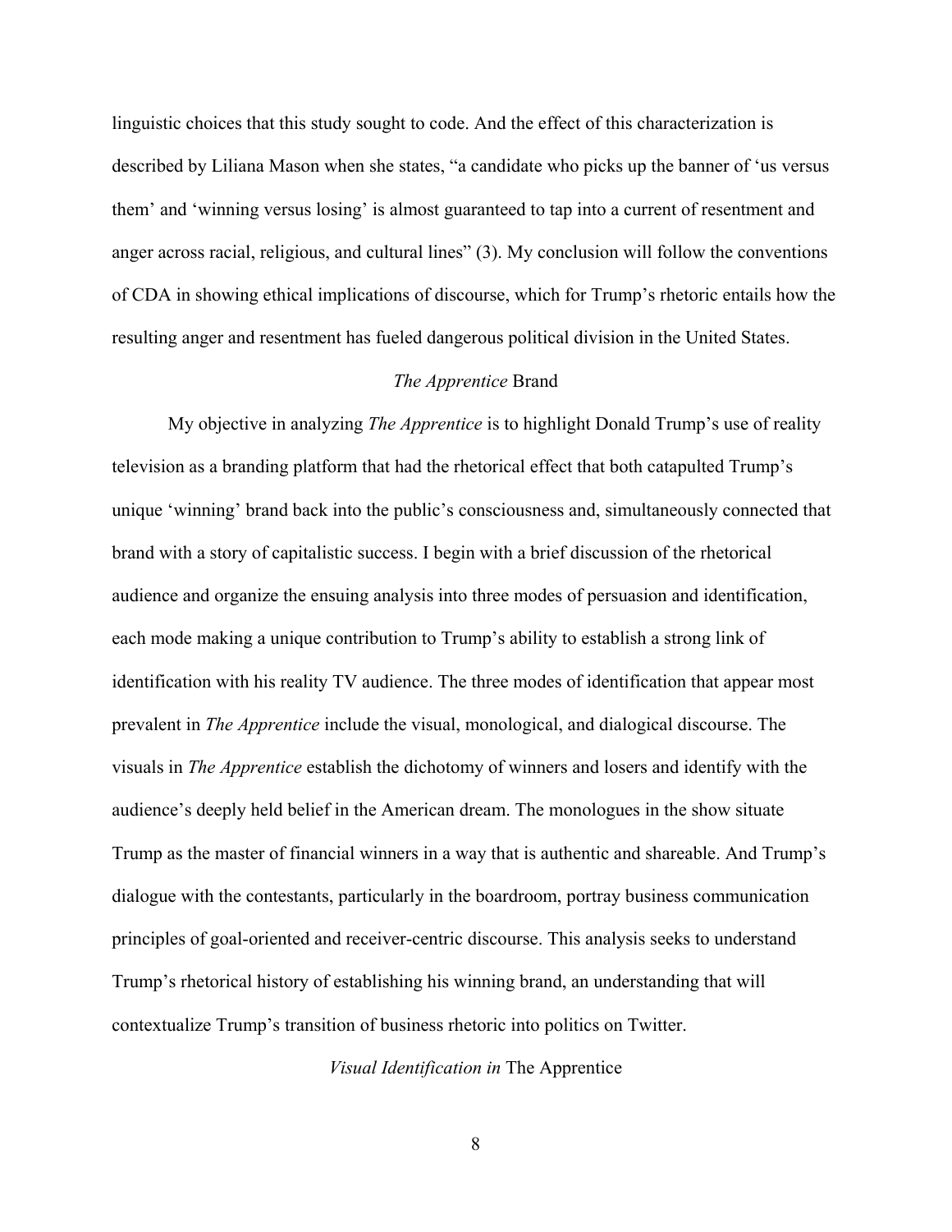linguistic choices that this study sought to code. And the effect of this characterization is described by Liliana Mason when she states, "a candidate who picks up the banner of 'us versus them' and 'winning versus losing' is almost guaranteed to tap into a current of resentment and anger across racial, religious, and cultural lines" (3). My conclusion will follow the conventions of CDA in showing ethical implications of discourse, which for Trump's rhetoric entails how the resulting anger and resentment has fueled dangerous political division in the United States.

## *The Apprentice* Brand

My objective in analyzing *The Apprentice* is to highlight Donald Trump's use of reality television as a branding platform that had the rhetorical effect that both catapulted Trump's unique 'winning' brand back into the public's consciousness and, simultaneously connected that brand with a story of capitalistic success. I begin with a brief discussion of the rhetorical audience and organize the ensuing analysis into three modes of persuasion and identification, each mode making a unique contribution to Trump's ability to establish a strong link of identification with his reality TV audience. The three modes of identification that appear most prevalent in *The Apprentice* include the visual, monological, and dialogical discourse. The visuals in *The Apprentice* establish the dichotomy of winners and losers and identify with the audience's deeply held belief in the American dream. The monologues in the show situate Trump as the master of financial winners in a way that is authentic and shareable. And Trump's dialogue with the contestants, particularly in the boardroom, portray business communication principles of goal-oriented and receiver-centric discourse. This analysis seeks to understand Trump's rhetorical history of establishing his winning brand, an understanding that will contextualize Trump's transition of business rhetoric into politics on Twitter.

### *Visual Identification in* The Apprentice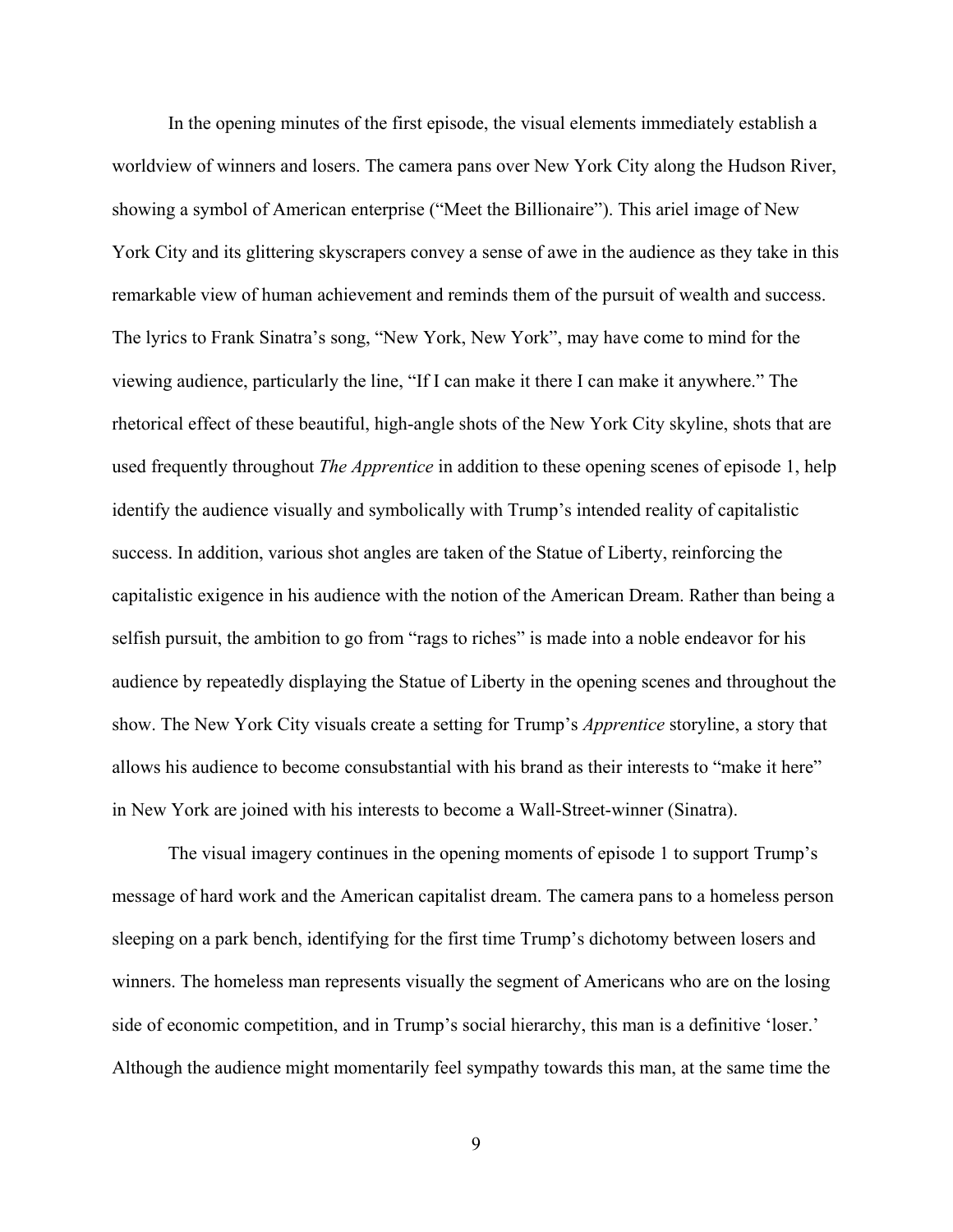In the opening minutes of the first episode, the visual elements immediately establish a worldview of winners and losers. The camera pans over New York City along the Hudson River, showing a symbol of American enterprise ("Meet the Billionaire"). This ariel image of New York City and its glittering skyscrapers convey a sense of awe in the audience as they take in this remarkable view of human achievement and reminds them of the pursuit of wealth and success. The lyrics to Frank Sinatra's song, "New York, New York", may have come to mind for the viewing audience, particularly the line, "If I can make it there I can make it anywhere." The rhetorical effect of these beautiful, high-angle shots of the New York City skyline, shots that are used frequently throughout *The Apprentice* in addition to these opening scenes of episode 1, help identify the audience visually and symbolically with Trump's intended reality of capitalistic success. In addition, various shot angles are taken of the Statue of Liberty, reinforcing the capitalistic exigence in his audience with the notion of the American Dream. Rather than being a selfish pursuit, the ambition to go from "rags to riches" is made into a noble endeavor for his audience by repeatedly displaying the Statue of Liberty in the opening scenes and throughout the show. The New York City visuals create a setting for Trump's *Apprentice* storyline, a story that allows his audience to become consubstantial with his brand as their interests to "make it here" in New York are joined with his interests to become a Wall-Street-winner (Sinatra).

The visual imagery continues in the opening moments of episode 1 to support Trump's message of hard work and the American capitalist dream. The camera pans to a homeless person sleeping on a park bench, identifying for the first time Trump's dichotomy between losers and winners. The homeless man represents visually the segment of Americans who are on the losing side of economic competition, and in Trump's social hierarchy, this man is a definitive 'loser.' Although the audience might momentarily feel sympathy towards this man, at the same time the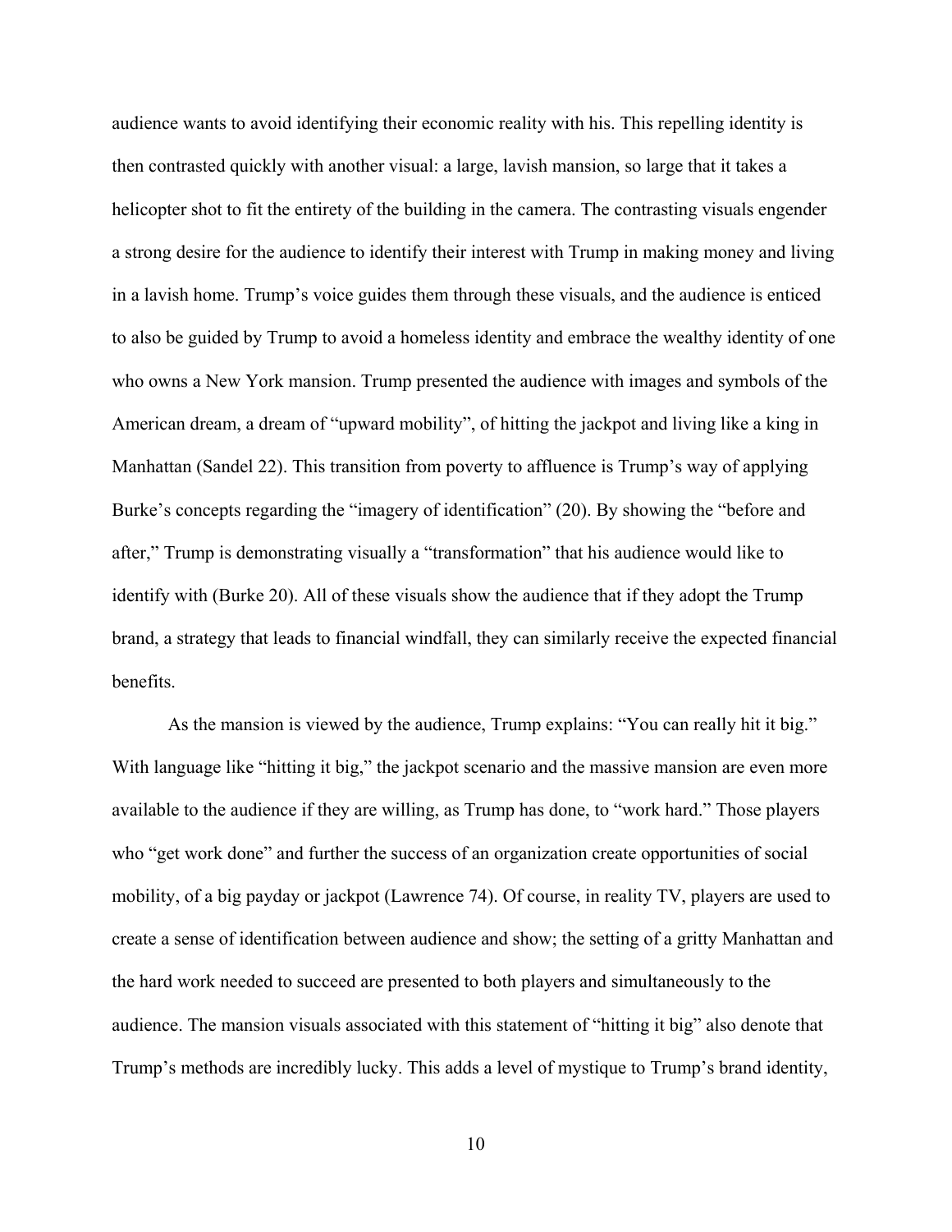audience wants to avoid identifying their economic reality with his. This repelling identity is then contrasted quickly with another visual: a large, lavish mansion, so large that it takes a helicopter shot to fit the entirety of the building in the camera. The contrasting visuals engender a strong desire for the audience to identify their interest with Trump in making money and living in a lavish home. Trump's voice guides them through these visuals, and the audience is enticed to also be guided by Trump to avoid a homeless identity and embrace the wealthy identity of one who owns a New York mansion. Trump presented the audience with images and symbols of the American dream, a dream of "upward mobility", of hitting the jackpot and living like a king in Manhattan (Sandel 22). This transition from poverty to affluence is Trump's way of applying Burke's concepts regarding the "imagery of identification" (20). By showing the "before and after," Trump is demonstrating visually a "transformation" that his audience would like to identify with (Burke 20). All of these visuals show the audience that if they adopt the Trump brand, a strategy that leads to financial windfall, they can similarly receive the expected financial benefits.

As the mansion is viewed by the audience, Trump explains: "You can really hit it big." With language like "hitting it big," the jackpot scenario and the massive mansion are even more available to the audience if they are willing, as Trump has done, to "work hard." Those players who "get work done" and further the success of an organization create opportunities of social mobility, of a big payday or jackpot (Lawrence 74). Of course, in reality TV, players are used to create a sense of identification between audience and show; the setting of a gritty Manhattan and the hard work needed to succeed are presented to both players and simultaneously to the audience. The mansion visuals associated with this statement of "hitting it big" also denote that Trump's methods are incredibly lucky. This adds a level of mystique to Trump's brand identity,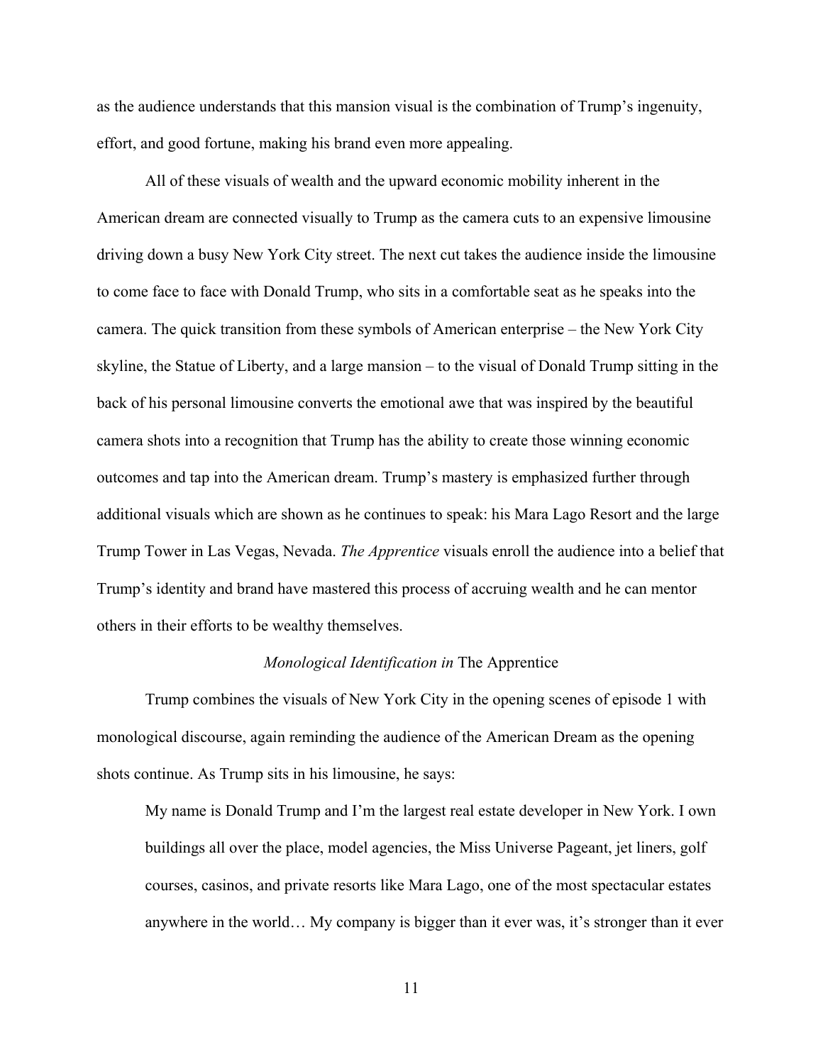as the audience understands that this mansion visual is the combination of Trump's ingenuity, effort, and good fortune, making his brand even more appealing.

All of these visuals of wealth and the upward economic mobility inherent in the American dream are connected visually to Trump as the camera cuts to an expensive limousine driving down a busy New York City street. The next cut takes the audience inside the limousine to come face to face with Donald Trump, who sits in a comfortable seat as he speaks into the camera. The quick transition from these symbols of American enterprise – the New York City skyline, the Statue of Liberty, and a large mansion – to the visual of Donald Trump sitting in the back of his personal limousine converts the emotional awe that was inspired by the beautiful camera shots into a recognition that Trump has the ability to create those winning economic outcomes and tap into the American dream. Trump's mastery is emphasized further through additional visuals which are shown as he continues to speak: his Mara Lago Resort and the large Trump Tower in Las Vegas, Nevada. *The Apprentice* visuals enroll the audience into a belief that Trump's identity and brand have mastered this process of accruing wealth and he can mentor others in their efforts to be wealthy themselves.

### *Monological Identification in* The Apprentice

Trump combines the visuals of New York City in the opening scenes of episode 1 with monological discourse, again reminding the audience of the American Dream as the opening shots continue. As Trump sits in his limousine, he says:

> My name is Donald Trump and I'm the largest real estate developer in New York. I own buildings all over the place, model agencies, the Miss Universe Pageant, jet liners, golf courses, casinos, and private resorts like Mara Lago, one of the most spectacular estates anywhere in the world… My company is bigger than it ever was, it's stronger than it ever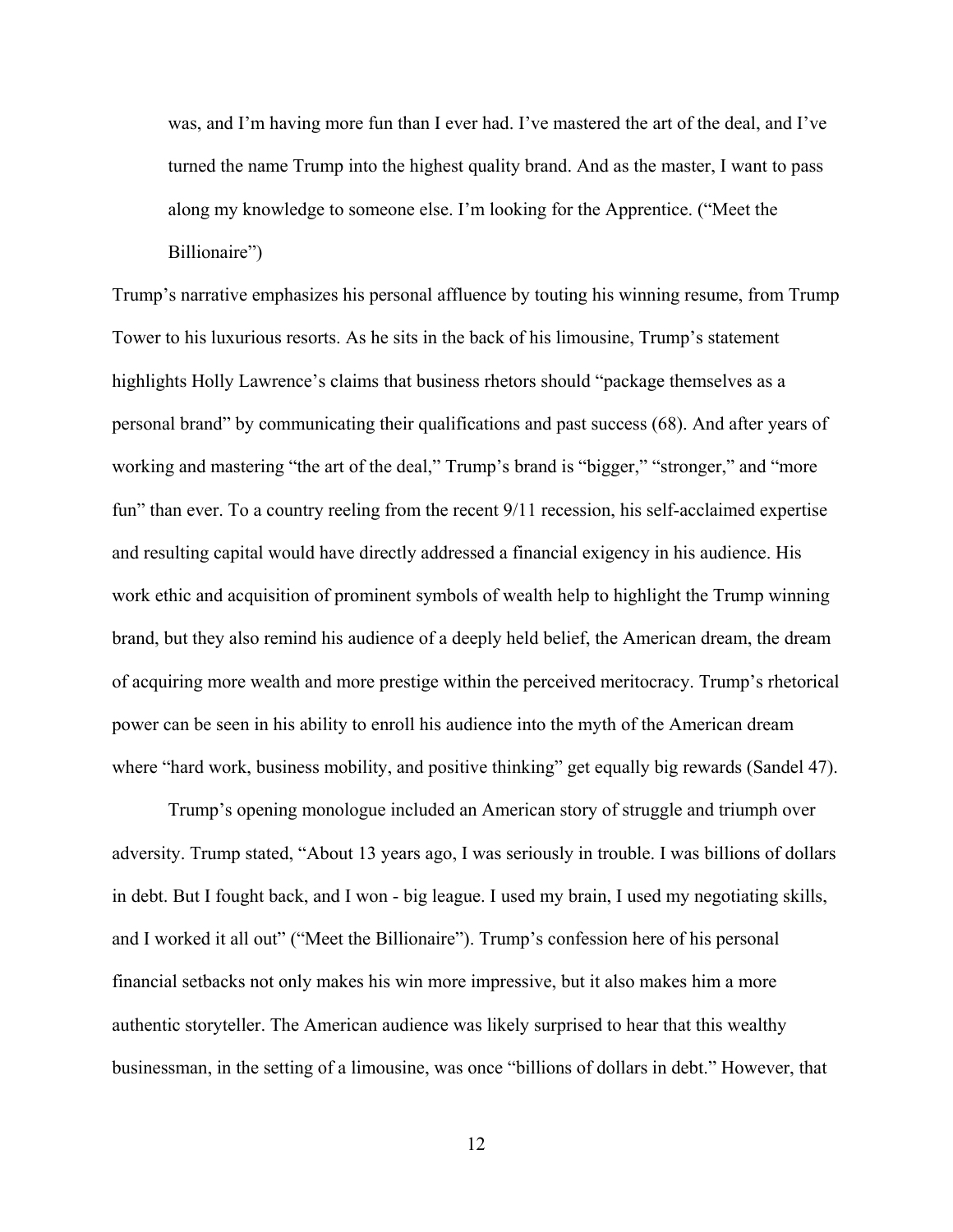> was, and I'm having more fun than I ever had. I've mastered the art of the deal, and I've turned the name Trump into the highest quality brand. And as the master, I want to pass along my knowledge to someone else. I'm looking for the Apprentice. ("Meet the Billionaire")

Trump's narrative emphasizes his personal affluence by touting his winning resume, from Trump Tower to his luxurious resorts. As he sits in the back of his limousine, Trump's statement highlights Holly Lawrence's claims that business rhetors should "package themselves as a personal brand" by communicating their qualifications and past success (68). And after years of working and mastering "the art of the deal," Trump's brand is "bigger," "stronger," and "more fun" than ever. To a country reeling from the recent 9/11 recession, his self-acclaimed expertise and resulting capital would have directly addressed a financial exigency in his audience. His work ethic and acquisition of prominent symbols of wealth help to highlight the Trump winning brand, but they also remind his audience of a deeply held belief, the American dream, the dream of acquiring more wealth and more prestige within the perceived meritocracy. Trump's rhetorical power can be seen in his ability to enroll his audience into the myth of the American dream where "hard work, business mobility, and positive thinking" get equally big rewards (Sandel 47).

Trump's opening monologue included an American story of struggle and triumph over adversity. Trump stated, "About 13 years ago, I was seriously in trouble. I was billions of dollars in debt. But I fought back, and I won - big league. I used my brain, I used my negotiating skills, and I worked it all out" ("Meet the Billionaire"). Trump's confession here of his personal financial setbacks not only makes his win more impressive, but it also makes him a more authentic storyteller. The American audience was likely surprised to hear that this wealthy businessman, in the setting of a limousine, was once "billions of dollars in debt." However, that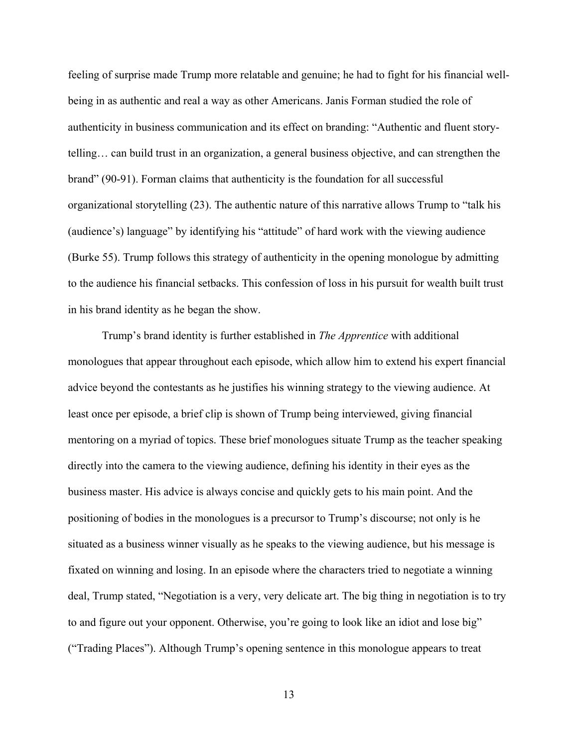feeling of surprise made Trump more relatable and genuine; he had to fight for his financial well-being in as authentic and real a way as other Americans. Janis Forman studied the role of authenticity in business communication and its effect on branding: "Authentic and fluent story-telling… can build trust in an organization, a general business objective, and can strengthen the brand" (90-91). Forman claims that authenticity is the foundation for all successful organizational storytelling (23). The authentic nature of this narrative allows Trump to "talk his (audience's) language" by identifying his "attitude" of hard work with the viewing audience (Burke 55). Trump follows this strategy of authenticity in the opening monologue by admitting to the audience his financial setbacks. This confession of loss in his pursuit for wealth built trust in his brand identity as he began the show.

Trump's brand identity is further established in *The Apprentice* with additional monologues that appear throughout each episode, which allow him to extend his expert financial advice beyond the contestants as he justifies his winning strategy to the viewing audience. At least once per episode, a brief clip is shown of Trump being interviewed, giving financial mentoring on a myriad of topics. These brief monologues situate Trump as the teacher speaking directly into the camera to the viewing audience, defining his identity in their eyes as the business master. His advice is always concise and quickly gets to his main point. And the positioning of bodies in the monologues is a precursor to Trump's discourse; not only is he situated as a business winner visually as he speaks to the viewing audience, but his message is fixated on winning and losing. In an episode where the characters tried to negotiate a winning deal, Trump stated, "Negotiation is a very, very delicate art. The big thing in negotiation is to try to and figure out your opponent. Otherwise, you're going to look like an idiot and lose big" ("Trading Places"). Although Trump's opening sentence in this monologue appears to treat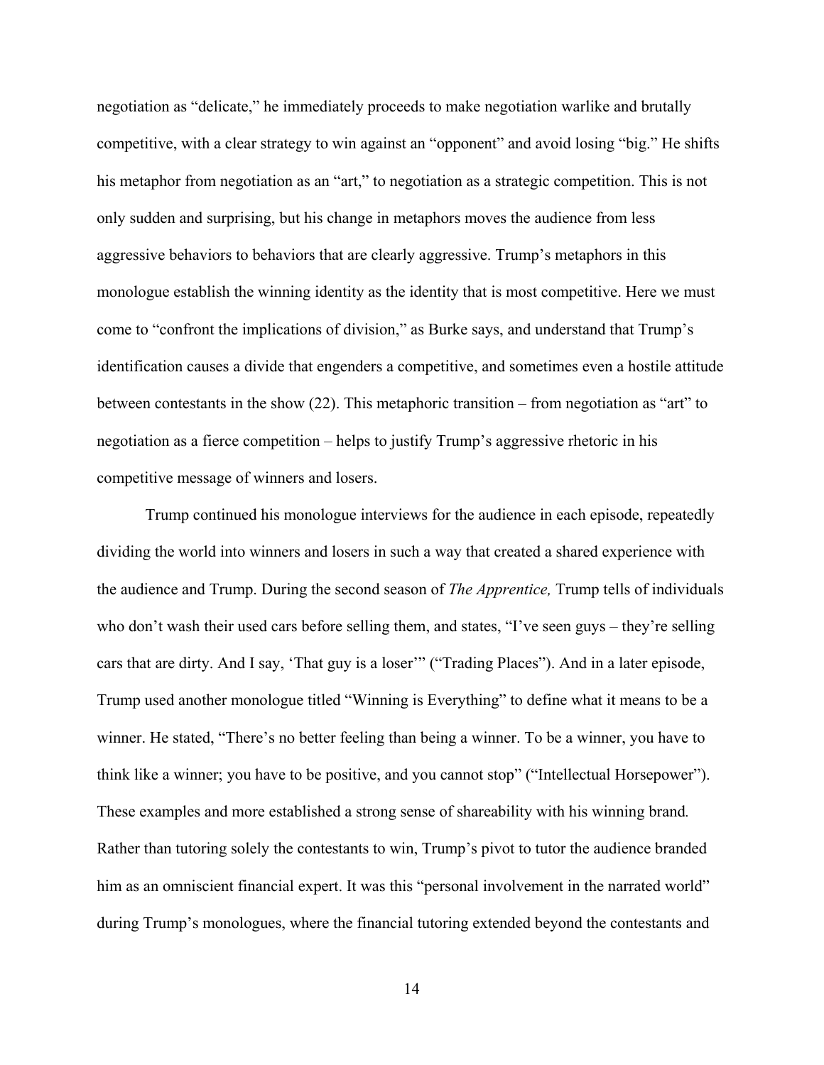negotiation as "delicate," he immediately proceeds to make negotiation warlike and brutally competitive, with a clear strategy to win against an "opponent" and avoid losing "big." He shifts his metaphor from negotiation as an "art," to negotiation as a strategic competition. This is not only sudden and surprising, but his change in metaphors moves the audience from less aggressive behaviors to behaviors that are clearly aggressive. Trump's metaphors in this monologue establish the winning identity as the identity that is most competitive. Here we must come to "confront the implications of division," as Burke says, and understand that Trump's identification causes a divide that engenders a competitive, and sometimes even a hostile attitude between contestants in the show (22). This metaphoric transition – from negotiation as "art" to negotiation as a fierce competition – helps to justify Trump's aggressive rhetoric in his competitive message of winners and losers.

Trump continued his monologue interviews for the audience in each episode, repeatedly dividing the world into winners and losers in such a way that created a shared experience with the audience and Trump. During the second season of *The Apprentice,* Trump tells of individuals who don't wash their used cars before selling them, and states, "I've seen guys – they're selling cars that are dirty. And I say, 'That guy is a loser'" ("Trading Places"). And in a later episode, Trump used another monologue titled "Winning is Everything" to define what it means to be a winner. He stated, "There's no better feeling than being a winner. To be a winner, you have to think like a winner; you have to be positive, and you cannot stop" ("Intellectual Horsepower"). These examples and more established a strong sense of shareability with his winning brand. Rather than tutoring solely the contestants to win, Trump's pivot to tutor the audience branded him as an omniscient financial expert. It was this "personal involvement in the narrated world" during Trump's monologues, where the financial tutoring extended beyond the contestants and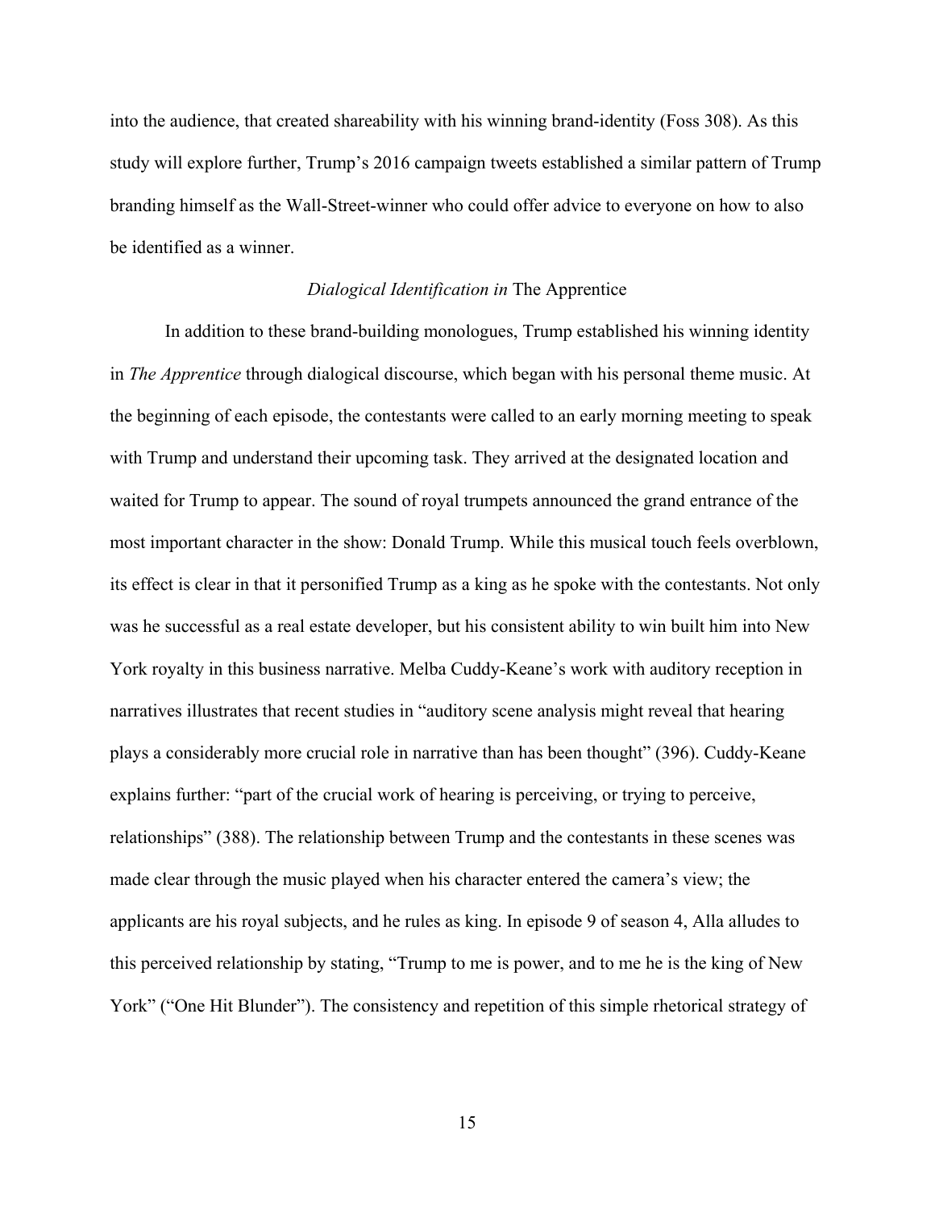into the audience, that created shareability with his winning brand-identity (Foss 308). As this study will explore further, Trump's 2016 campaign tweets established a similar pattern of Trump branding himself as the Wall-Street-winner who could offer advice to everyone on how to also be identified as a winner.

### *Dialogical Identification in* The Apprentice

In addition to these brand-building monologues, Trump established his winning identity in *The Apprentice* through dialogical discourse, which began with his personal theme music. At the beginning of each episode, the contestants were called to an early morning meeting to speak with Trump and understand their upcoming task. They arrived at the designated location and waited for Trump to appear. The sound of royal trumpets announced the grand entrance of the most important character in the show: Donald Trump. While this musical touch feels overblown, its effect is clear in that it personified Trump as a king as he spoke with the contestants. Not only was he successful as a real estate developer, but his consistent ability to win built him into New York royalty in this business narrative. Melba Cuddy-Keane's work with auditory reception in narratives illustrates that recent studies in "auditory scene analysis might reveal that hearing plays a considerably more crucial role in narrative than has been thought" (396). Cuddy-Keane explains further: "part of the crucial work of hearing is perceiving, or trying to perceive, relationships" (388). The relationship between Trump and the contestants in these scenes was made clear through the music played when his character entered the camera's view; the applicants are his royal subjects, and he rules as king. In episode 9 of season 4, Alla alludes to this perceived relationship by stating, "Trump to me is power, and to me he is the king of New York" ("One Hit Blunder"). The consistency and repetition of this simple rhetorical strategy of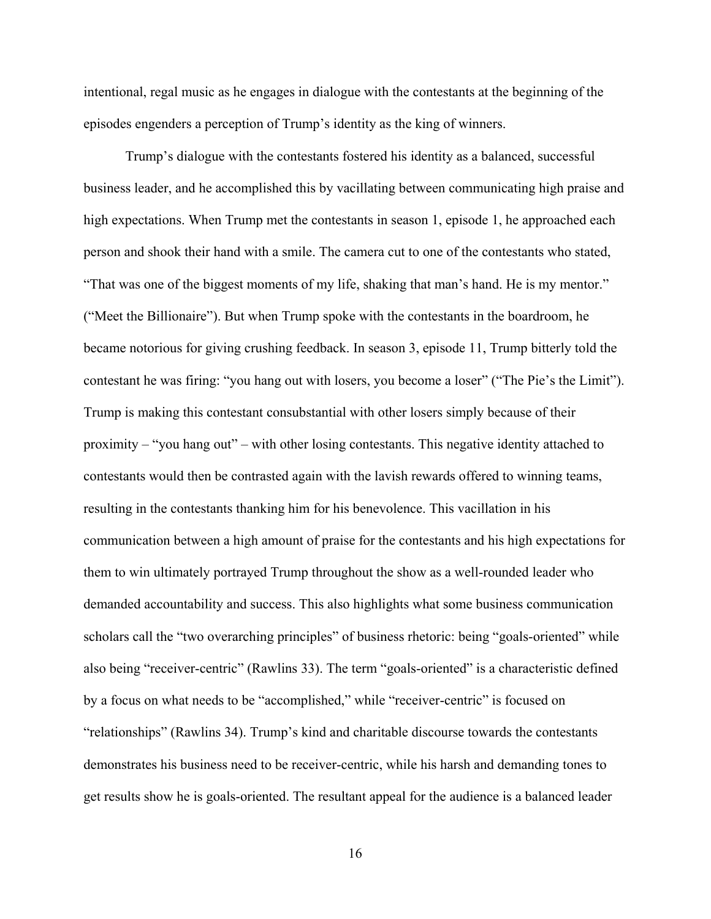intentional, regal music as he engages in dialogue with the contestants at the beginning of the episodes engenders a perception of Trump's identity as the king of winners.

Trump's dialogue with the contestants fostered his identity as a balanced, successful business leader, and he accomplished this by vacillating between communicating high praise and high expectations. When Trump met the contestants in season 1, episode 1, he approached each person and shook their hand with a smile. The camera cut to one of the contestants who stated, "That was one of the biggest moments of my life, shaking that man's hand. He is my mentor." ("Meet the Billionaire"). But when Trump spoke with the contestants in the boardroom, he became notorious for giving crushing feedback. In season 3, episode 11, Trump bitterly told the contestant he was firing: "you hang out with losers, you become a loser" ("The Pie's the Limit"). Trump is making this contestant consubstantial with other losers simply because of their proximity – "you hang out" – with other losing contestants. This negative identity attached to contestants would then be contrasted again with the lavish rewards offered to winning teams, resulting in the contestants thanking him for his benevolence. This vacillation in his communication between a high amount of praise for the contestants and his high expectations for them to win ultimately portrayed Trump throughout the show as a well-rounded leader who demanded accountability and success. This also highlights what some business communication scholars call the "two overarching principles" of business rhetoric: being "goals-oriented" while also being "receiver-centric" (Rawlins 33). The term "goals-oriented" is a characteristic defined by a focus on what needs to be "accomplished," while "receiver-centric" is focused on "relationships" (Rawlins 34). Trump's kind and charitable discourse towards the contestants demonstrates his business need to be receiver-centric, while his harsh and demanding tones to get results show he is goals-oriented. The resultant appeal for the audience is a balanced leader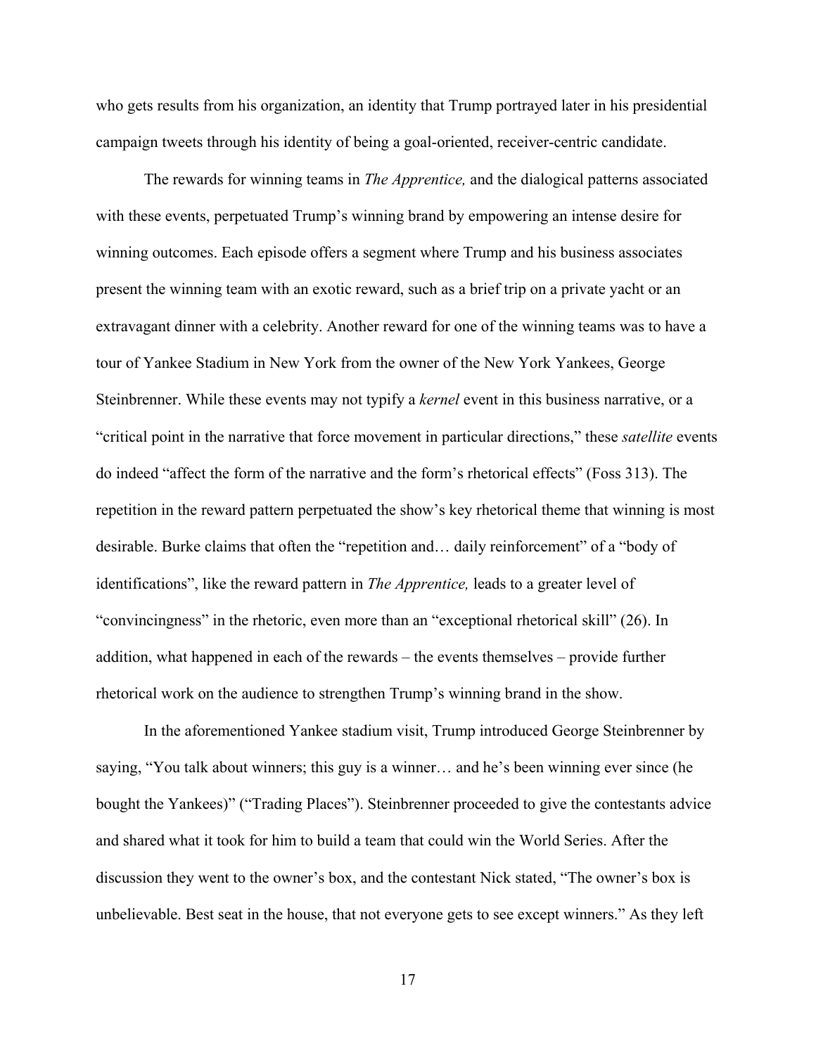who gets results from his organization, an identity that Trump portrayed later in his presidential campaign tweets through his identity of being a goal-oriented, receiver-centric candidate.

The rewards for winning teams in *The Apprentice,* and the dialogical patterns associated with these events, perpetuated Trump's winning brand by empowering an intense desire for winning outcomes. Each episode offers a segment where Trump and his business associates present the winning team with an exotic reward, such as a brief trip on a private yacht or an extravagant dinner with a celebrity. Another reward for one of the winning teams was to have a tour of Yankee Stadium in New York from the owner of the New York Yankees, George Steinbrenner. While these events may not typify a *kernel* event in this business narrative, or a "critical point in the narrative that force movement in particular directions," these *satellite* events do indeed "affect the form of the narrative and the form's rhetorical effects" (Foss 313). The repetition in the reward pattern perpetuated the show's key rhetorical theme that winning is most desirable. Burke claims that often the "repetition and… daily reinforcement" of a "body of identifications", like the reward pattern in *The Apprentice,* leads to a greater level of "convincingness" in the rhetoric, even more than an "exceptional rhetorical skill" (26). In addition, what happened in each of the rewards – the events themselves – provide further rhetorical work on the audience to strengthen Trump's winning brand in the show.

In the aforementioned Yankee stadium visit, Trump introduced George Steinbrenner by saying, "You talk about winners; this guy is a winner… and he's been winning ever since (he bought the Yankees)" ("Trading Places"). Steinbrenner proceeded to give the contestants advice and shared what it took for him to build a team that could win the World Series. After the discussion they went to the owner's box, and the contestant Nick stated, "The owner's box is unbelievable. Best seat in the house, that not everyone gets to see except winners." As they left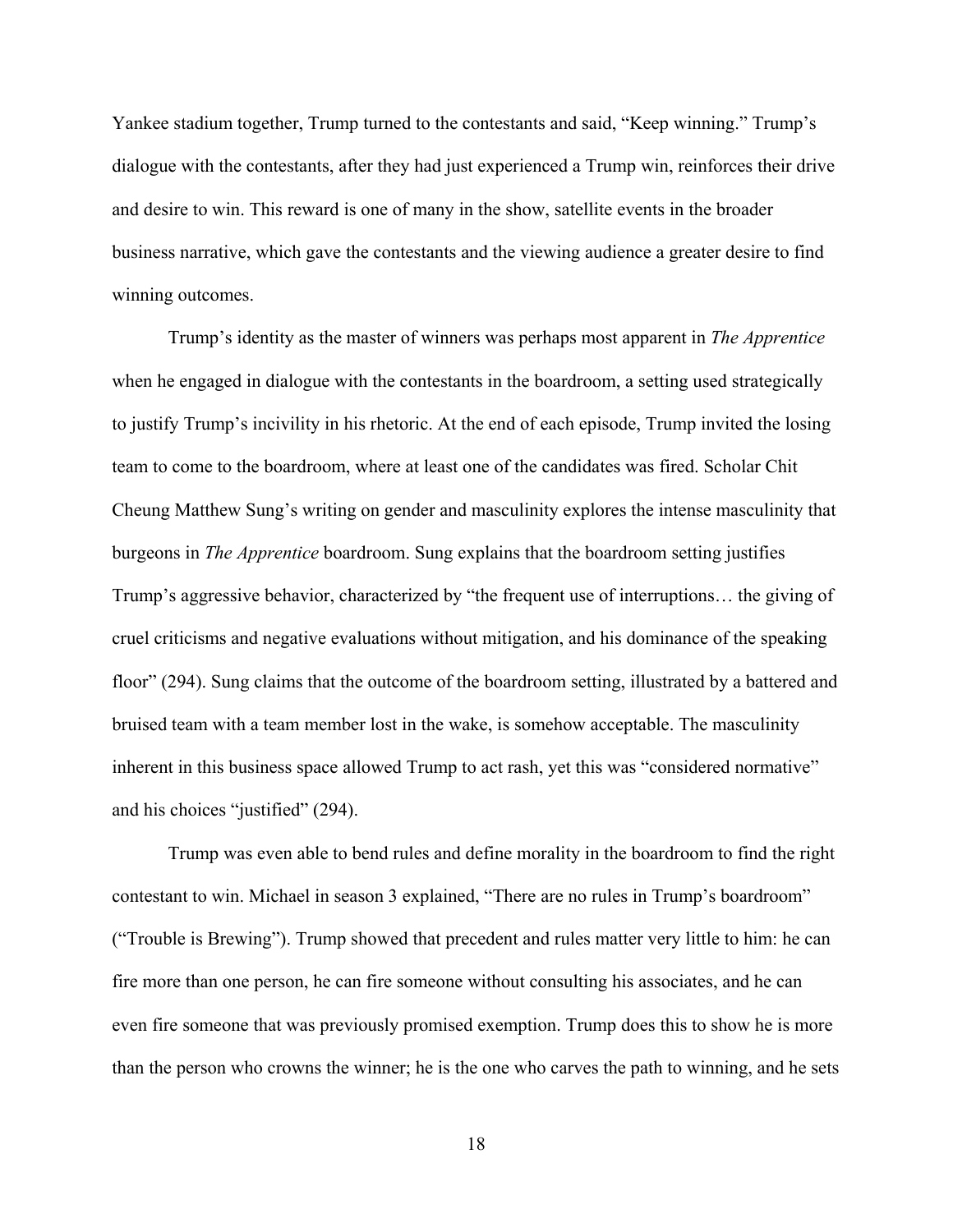Yankee stadium together, Trump turned to the contestants and said, "Keep winning." Trump's dialogue with the contestants, after they had just experienced a Trump win, reinforces their drive and desire to win. This reward is one of many in the show, satellite events in the broader business narrative, which gave the contestants and the viewing audience a greater desire to find winning outcomes.

Trump's identity as the master of winners was perhaps most apparent in *The Apprentice* when he engaged in dialogue with the contestants in the boardroom, a setting used strategically to justify Trump's incivility in his rhetoric. At the end of each episode, Trump invited the losing team to come to the boardroom, where at least one of the candidates was fired. Scholar Chit Cheung Matthew Sung's writing on gender and masculinity explores the intense masculinity that burgeons in *The Apprentice* boardroom. Sung explains that the boardroom setting justifies Trump's aggressive behavior, characterized by "the frequent use of interruptions… the giving of cruel criticisms and negative evaluations without mitigation, and his dominance of the speaking floor" (294). Sung claims that the outcome of the boardroom setting, illustrated by a battered and bruised team with a team member lost in the wake, is somehow acceptable. The masculinity inherent in this business space allowed Trump to act rash, yet this was "considered normative" and his choices "justified" (294).

Trump was even able to bend rules and define morality in the boardroom to find the right contestant to win. Michael in season 3 explained, "There are no rules in Trump's boardroom" ("Trouble is Brewing"). Trump showed that precedent and rules matter very little to him: he can fire more than one person, he can fire someone without consulting his associates, and he can even fire someone that was previously promised exemption. Trump does this to show he is more than the person who crowns the winner; he is the one who carves the path to winning, and he sets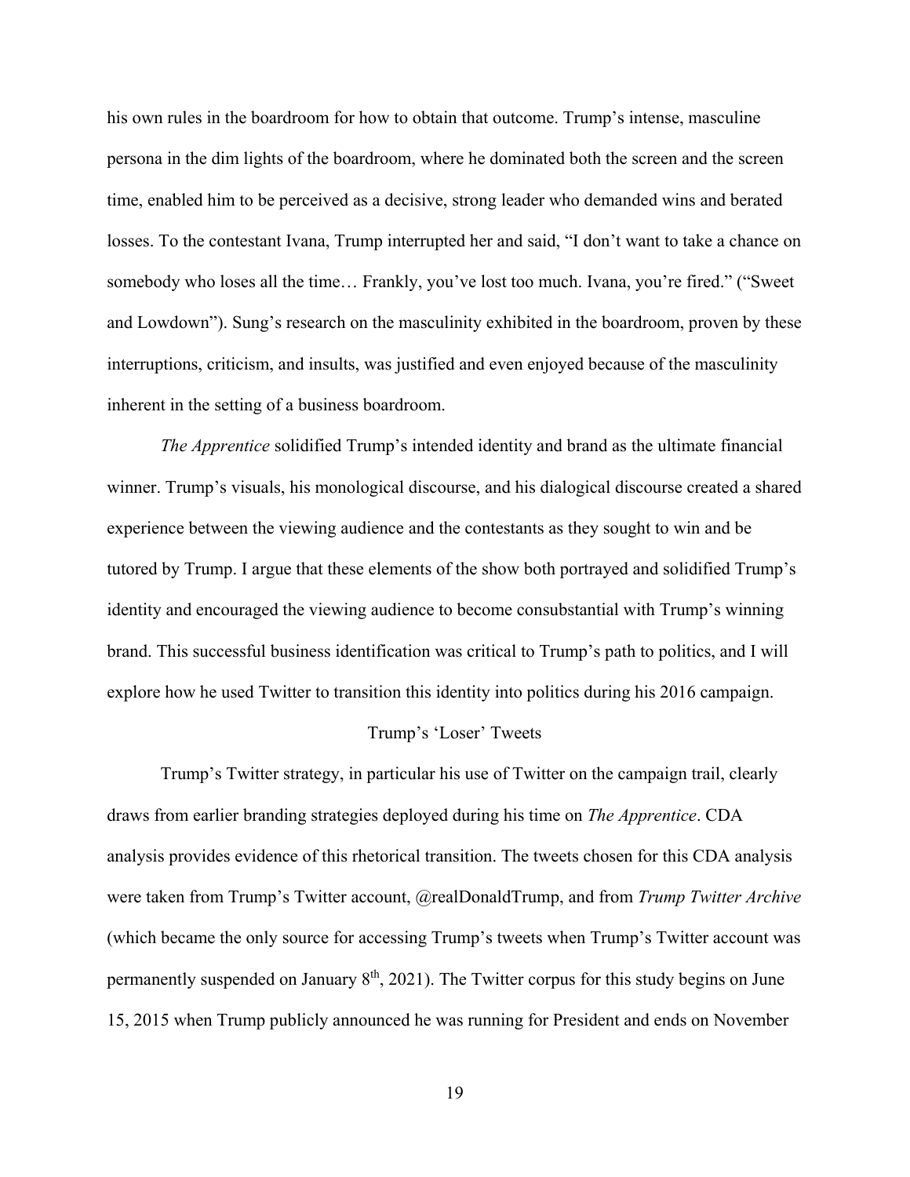his own rules in the boardroom for how to obtain that outcome. Trump's intense, masculine persona in the dim lights of the boardroom, where he dominated both the screen and the screen time, enabled him to be perceived as a decisive, strong leader who demanded wins and berated losses. To the contestant Ivana, Trump interrupted her and said, "I don't want to take a chance on somebody who loses all the time… Frankly, you've lost too much. Ivana, you're fired." ("Sweet and Lowdown"). Sung's research on the masculinity exhibited in the boardroom, proven by these interruptions, criticism, and insults, was justified and even enjoyed because of the masculinity inherent in the setting of a business boardroom.

*The Apprentice* solidified Trump's intended identity and brand as the ultimate financial winner. Trump's visuals, his monological discourse, and his dialogical discourse created a shared experience between the viewing audience and the contestants as they sought to win and be tutored by Trump. I argue that these elements of the show both portrayed and solidified Trump's identity and encouraged the viewing audience to become consubstantial with Trump's winning brand. This successful business identification was critical to Trump's path to politics, and I will explore how he used Twitter to transition this identity into politics during his 2016 campaign.

## Trump's 'Loser' Tweets

Trump's Twitter strategy, in particular his use of Twitter on the campaign trail, clearly draws from earlier branding strategies deployed during his time on *The Apprentice*. CDA analysis provides evidence of this rhetorical transition. The tweets chosen for this CDA analysis were taken from Trump's Twitter account, @realDonaldTrump, and from *Trump Twitter Archive* (which became the only source for accessing Trump's tweets when Trump's Twitter account was permanently suspended on January 8th, 2021). The Twitter corpus for this study begins on June 15, 2015 when Trump publicly announced he was running for President and ends on November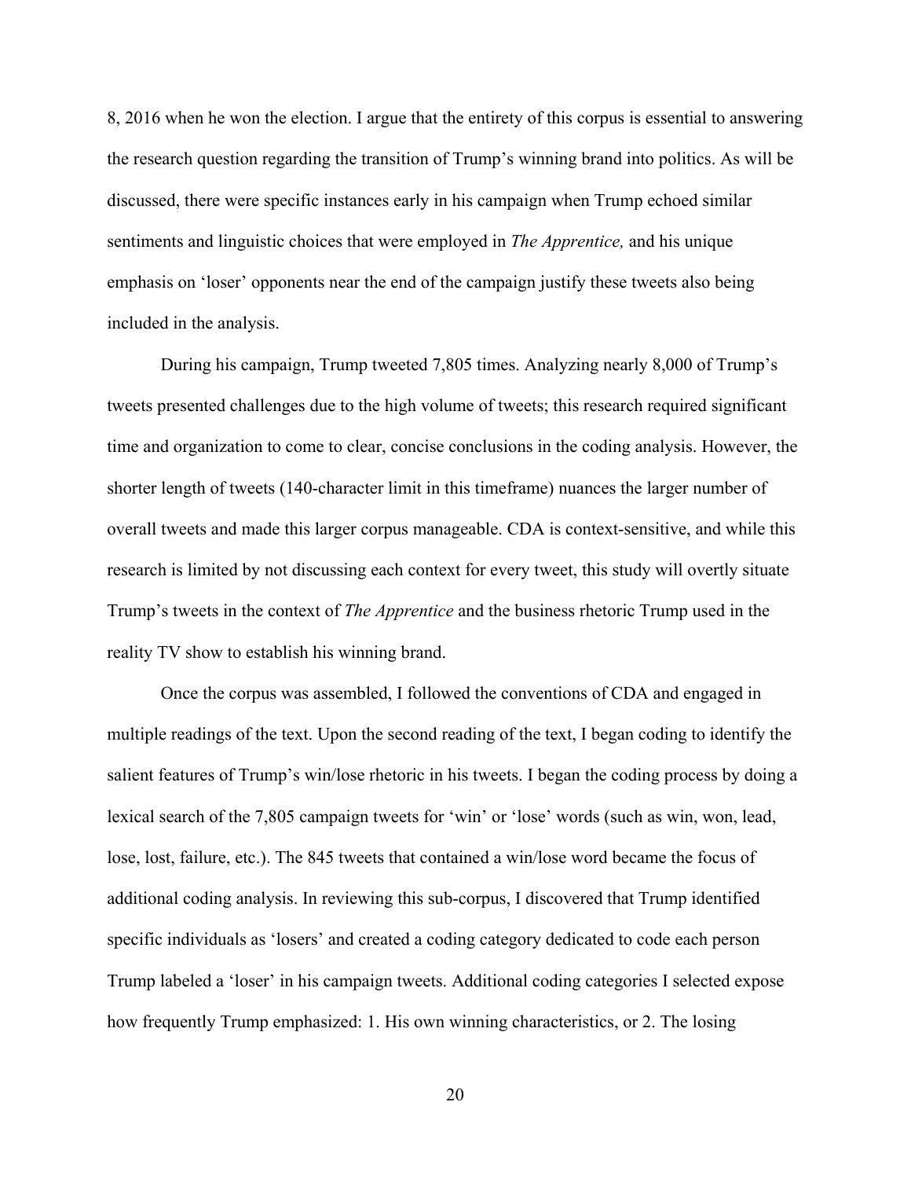8, 2016 when he won the election. I argue that the entirety of this corpus is essential to answering the research question regarding the transition of Trump's winning brand into politics. As will be discussed, there were specific instances early in his campaign when Trump echoed similar sentiments and linguistic choices that were employed in *The Apprentice,* and his unique emphasis on 'loser' opponents near the end of the campaign justify these tweets also being included in the analysis.

During his campaign, Trump tweeted 7,805 times. Analyzing nearly 8,000 of Trump's tweets presented challenges due to the high volume of tweets; this research required significant time and organization to come to clear, concise conclusions in the coding analysis. However, the shorter length of tweets (140-character limit in this timeframe) nuances the larger number of overall tweets and made this larger corpus manageable. CDA is context-sensitive, and while this research is limited by not discussing each context for every tweet, this study will overtly situate Trump's tweets in the context of *The Apprentice* and the business rhetoric Trump used in the reality TV show to establish his winning brand.

Once the corpus was assembled, I followed the conventions of CDA and engaged in multiple readings of the text. Upon the second reading of the text, I began coding to identify the salient features of Trump's win/lose rhetoric in his tweets. I began the coding process by doing a lexical search of the 7,805 campaign tweets for 'win' or 'lose' words (such as win, won, lead, lose, lost, failure, etc.). The 845 tweets that contained a win/lose word became the focus of additional coding analysis. In reviewing this sub-corpus, I discovered that Trump identified specific individuals as 'losers' and created a coding category dedicated to code each person Trump labeled a 'loser' in his campaign tweets. Additional coding categories I selected expose how frequently Trump emphasized: 1. His own winning characteristics, or 2. The losing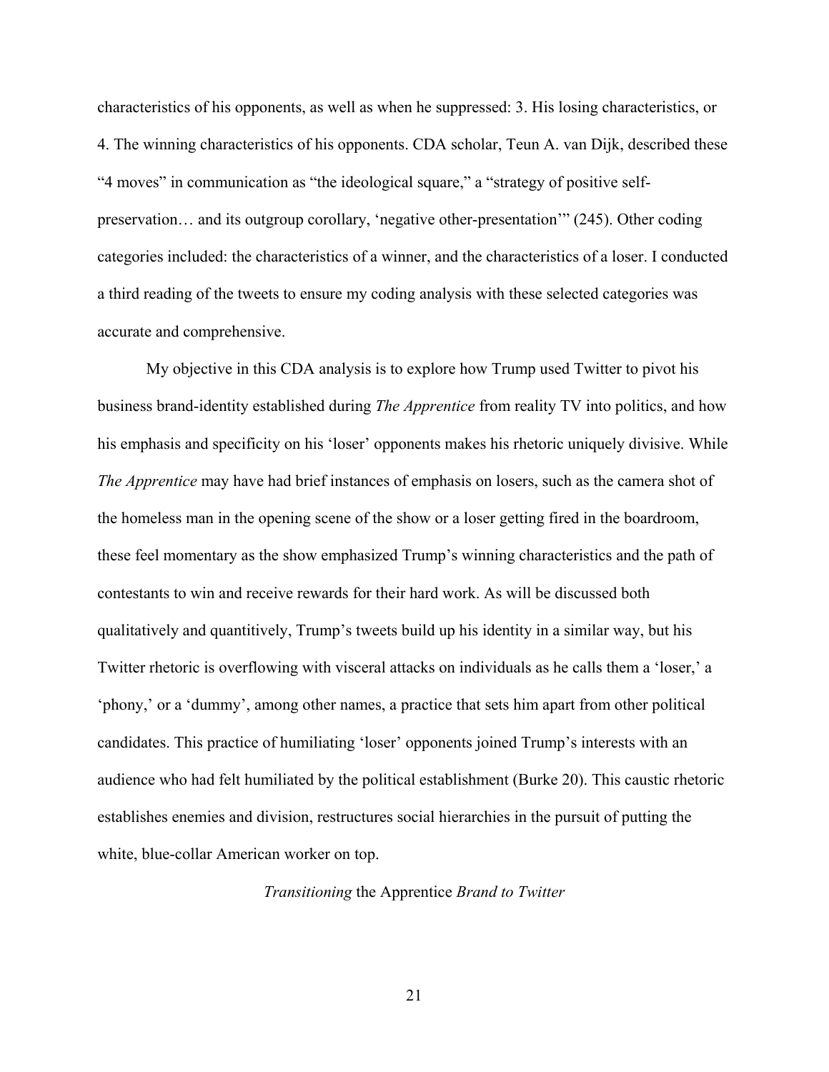characteristics of his opponents, as well as when he suppressed: 3. His losing characteristics, or 4. The winning characteristics of his opponents. CDA scholar, Teun A. van Dijk, described these "4 moves" in communication as "the ideological square," a "strategy of positive self-preservation… and its outgroup corollary, 'negative other-presentation'" (245). Other coding categories included: the characteristics of a winner, and the characteristics of a loser. I conducted a third reading of the tweets to ensure my coding analysis with these selected categories was accurate and comprehensive.

My objective in this CDA analysis is to explore how Trump used Twitter to pivot his business brand-identity established during *The Apprentice* from reality TV into politics, and how his emphasis and specificity on his 'loser' opponents makes his rhetoric uniquely divisive. While *The Apprentice* may have had brief instances of emphasis on losers, such as the camera shot of the homeless man in the opening scene of the show or a loser getting fired in the boardroom, these feel momentary as the show emphasized Trump's winning characteristics and the path of contestants to win and receive rewards for their hard work. As will be discussed both qualitatively and quantitively, Trump's tweets build up his identity in a similar way, but his Twitter rhetoric is overflowing with visceral attacks on individuals as he calls them a 'loser,' a 'phony,' or a 'dummy', among other names, a practice that sets him apart from other political candidates. This practice of humiliating 'loser' opponents joined Trump's interests with an audience who had felt humiliated by the political establishment (Burke 20). This caustic rhetoric establishes enemies and division, restructures social hierarchies in the pursuit of putting the white, blue-collar American worker on top.

### *Transitioning* the Apprentice *Brand to Twitter*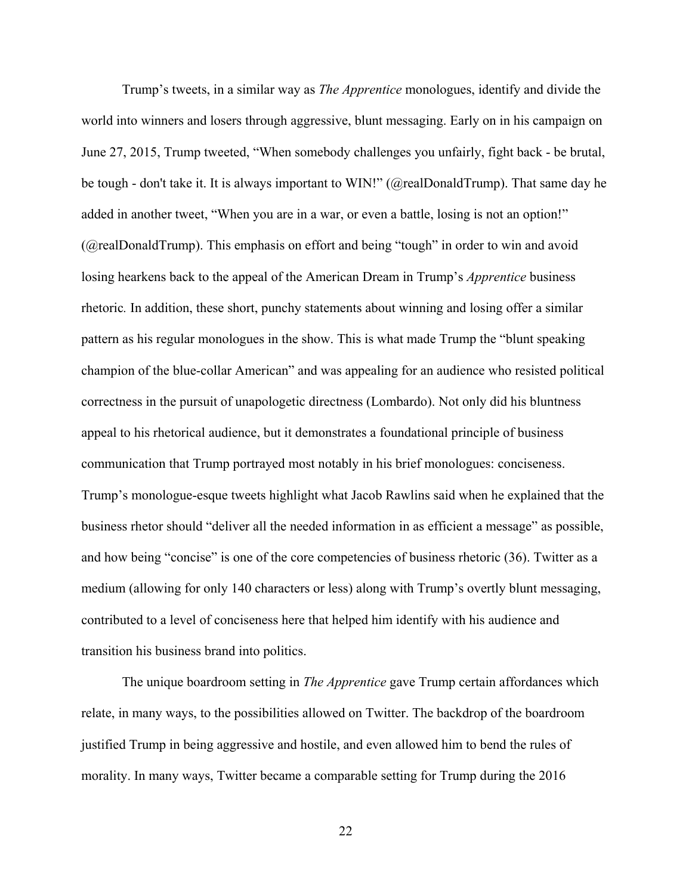Trump's tweets, in a similar way as *The Apprentice* monologues, identify and divide the world into winners and losers through aggressive, blunt messaging. Early on in his campaign on June 27, 2015, Trump tweeted, "When somebody challenges you unfairly, fight back - be brutal, be tough - don't take it. It is always important to WIN!" (@realDonaldTrump). That same day he added in another tweet, "When you are in a war, or even a battle, losing is not an option!" (@realDonaldTrump). This emphasis on effort and being "tough" in order to win and avoid losing hearkens back to the appeal of the American Dream in Trump's *Apprentice* business rhetoric. In addition, these short, punchy statements about winning and losing offer a similar pattern as his regular monologues in the show. This is what made Trump the "blunt speaking champion of the blue-collar American" and was appealing for an audience who resisted political correctness in the pursuit of unapologetic directness (Lombardo). Not only did his bluntness appeal to his rhetorical audience, but it demonstrates a foundational principle of business communication that Trump portrayed most notably in his brief monologues: conciseness. Trump's monologue-esque tweets highlight what Jacob Rawlins said when he explained that the business rhetor should "deliver all the needed information in as efficient a message" as possible, and how being "concise" is one of the core competencies of business rhetoric (36). Twitter as a medium (allowing for only 140 characters or less) along with Trump's overtly blunt messaging, contributed to a level of conciseness here that helped him identify with his audience and transition his business brand into politics.

The unique boardroom setting in *The Apprentice* gave Trump certain affordances which relate, in many ways, to the possibilities allowed on Twitter. The backdrop of the boardroom justified Trump in being aggressive and hostile, and even allowed him to bend the rules of morality. In many ways, Twitter became a comparable setting for Trump during the 2016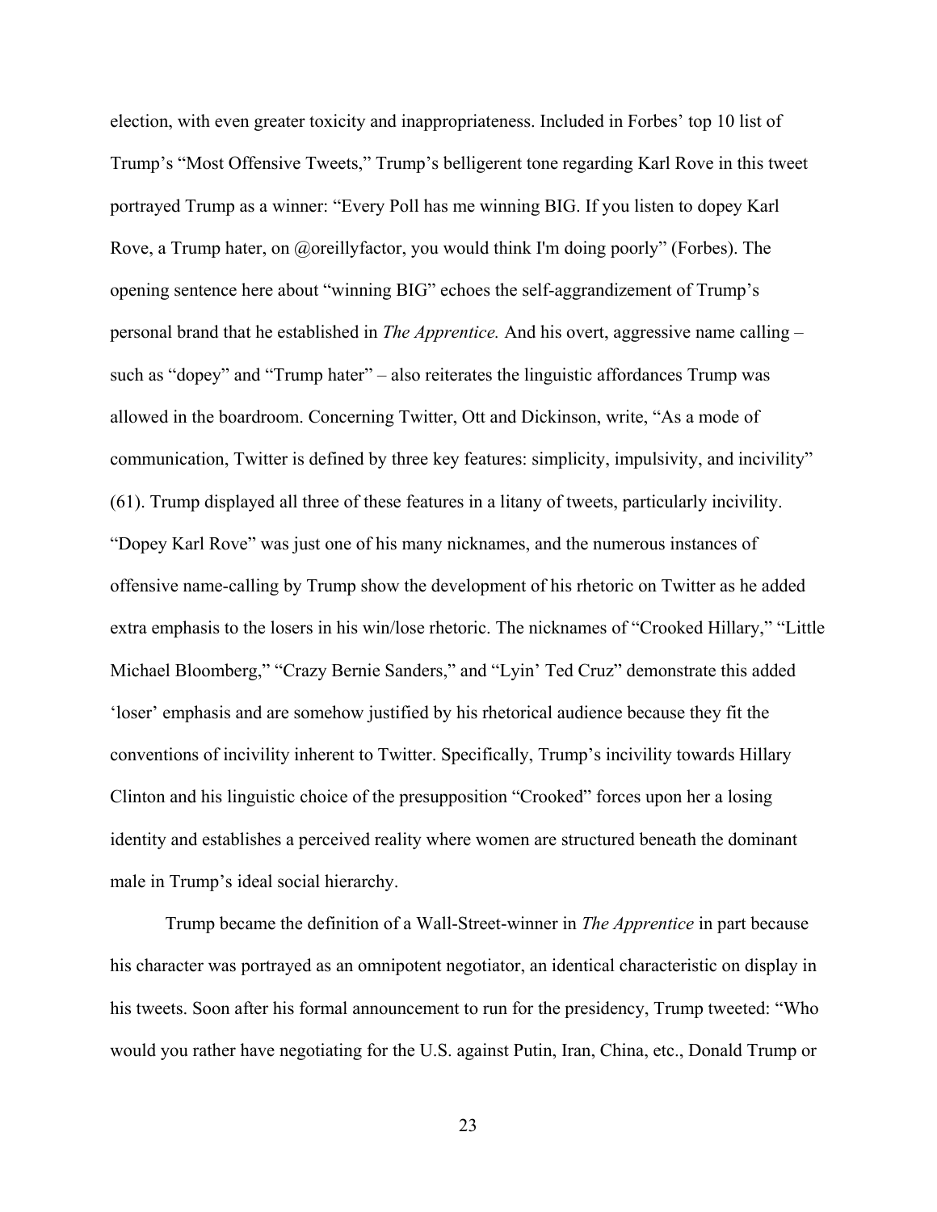election, with even greater toxicity and inappropriateness. Included in Forbes' top 10 list of Trump's "Most Offensive Tweets," Trump's belligerent tone regarding Karl Rove in this tweet portrayed Trump as a winner: "Every Poll has me winning BIG. If you listen to dopey Karl Rove, a Trump hater, on @oreillyfactor, you would think I'm doing poorly" (Forbes). The opening sentence here about "winning BIG" echoes the self-aggrandizement of Trump's personal brand that he established in *The Apprentice.* And his overt, aggressive name calling – such as "dopey" and "Trump hater" – also reiterates the linguistic affordances Trump was allowed in the boardroom. Concerning Twitter, Ott and Dickinson, write, "As a mode of communication, Twitter is defined by three key features: simplicity, impulsivity, and incivility" (61). Trump displayed all three of these features in a litany of tweets, particularly incivility. "Dopey Karl Rove" was just one of his many nicknames, and the numerous instances of offensive name-calling by Trump show the development of his rhetoric on Twitter as he added extra emphasis to the losers in his win/lose rhetoric. The nicknames of "Crooked Hillary," "Little Michael Bloomberg," "Crazy Bernie Sanders," and "Lyin' Ted Cruz" demonstrate this added 'loser' emphasis and are somehow justified by his rhetorical audience because they fit the conventions of incivility inherent to Twitter. Specifically, Trump's incivility towards Hillary Clinton and his linguistic choice of the presupposition "Crooked" forces upon her a losing identity and establishes a perceived reality where women are structured beneath the dominant male in Trump's ideal social hierarchy.

Trump became the definition of a Wall-Street-winner in *The Apprentice* in part because his character was portrayed as an omnipotent negotiator, an identical characteristic on display in his tweets. Soon after his formal announcement to run for the presidency, Trump tweeted: "Who would you rather have negotiating for the U.S. against Putin, Iran, China, etc., Donald Trump or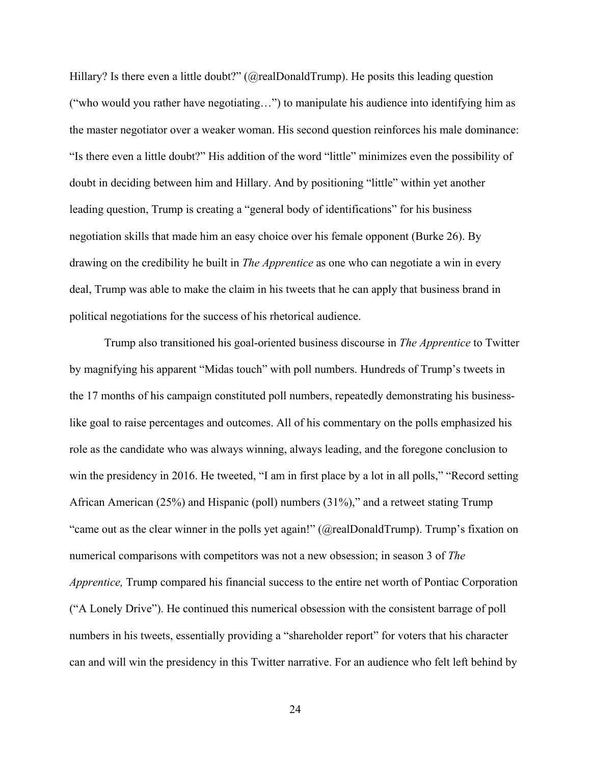Hillary? Is there even a little doubt?" (@realDonaldTrump). He posits this leading question ("who would you rather have negotiating…") to manipulate his audience into identifying him as the master negotiator over a weaker woman. His second question reinforces his male dominance: "Is there even a little doubt?" His addition of the word "little" minimizes even the possibility of doubt in deciding between him and Hillary. And by positioning "little" within yet another leading question, Trump is creating a "general body of identifications" for his business negotiation skills that made him an easy choice over his female opponent (Burke 26). By drawing on the credibility he built in *The Apprentice* as one who can negotiate a win in every deal, Trump was able to make the claim in his tweets that he can apply that business brand in political negotiations for the success of his rhetorical audience.

Trump also transitioned his goal-oriented business discourse in *The Apprentice* to Twitter by magnifying his apparent "Midas touch" with poll numbers. Hundreds of Trump's tweets in the 17 months of his campaign constituted poll numbers, repeatedly demonstrating his business-like goal to raise percentages and outcomes. All of his commentary on the polls emphasized his role as the candidate who was always winning, always leading, and the foregone conclusion to win the presidency in 2016. He tweeted, "I am in first place by a lot in all polls," "Record setting African American (25%) and Hispanic (poll) numbers (31%)," and a retweet stating Trump "came out as the clear winner in the polls yet again!" (@realDonaldTrump). Trump's fixation on numerical comparisons with competitors was not a new obsession; in season 3 of *The Apprentice,* Trump compared his financial success to the entire net worth of Pontiac Corporation ("A Lonely Drive"). He continued this numerical obsession with the consistent barrage of poll numbers in his tweets, essentially providing a "shareholder report" for voters that his character can and will win the presidency in this Twitter narrative. For an audience who felt left behind by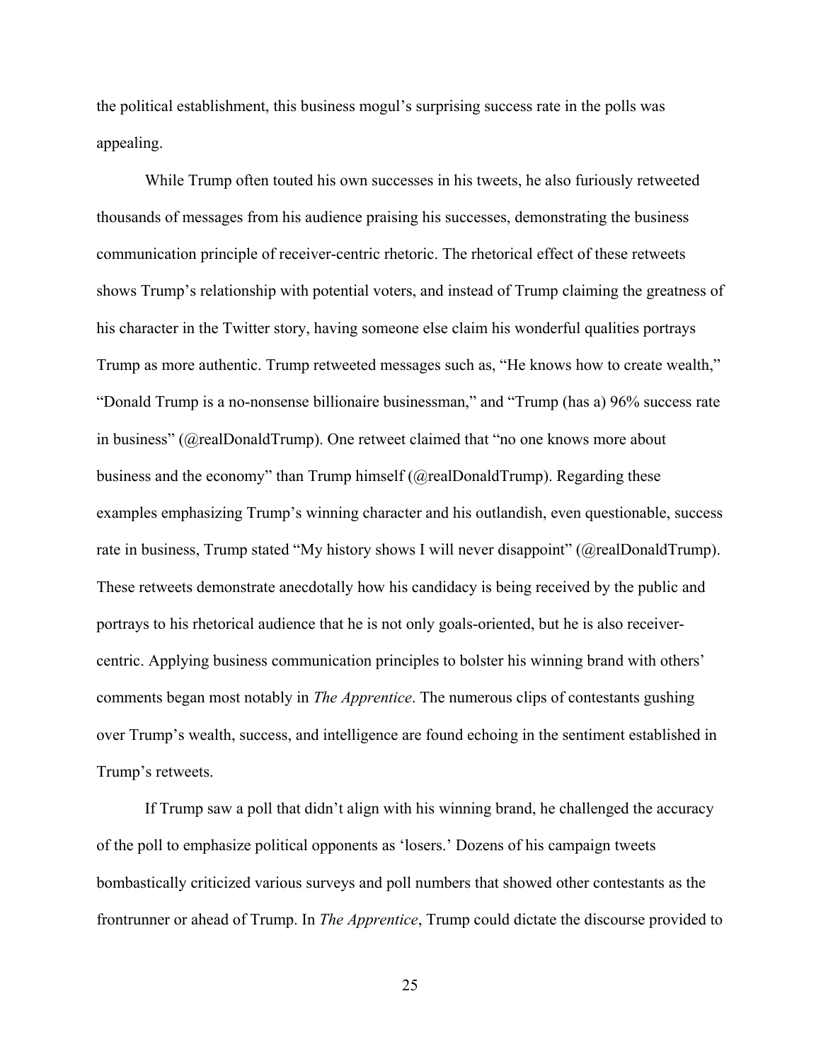the political establishment, this business mogul's surprising success rate in the polls was appealing.

While Trump often touted his own successes in his tweets, he also furiously retweeted thousands of messages from his audience praising his successes, demonstrating the business communication principle of receiver-centric rhetoric. The rhetorical effect of these retweets shows Trump's relationship with potential voters, and instead of Trump claiming the greatness of his character in the Twitter story, having someone else claim his wonderful qualities portrays Trump as more authentic. Trump retweeted messages such as, "He knows how to create wealth," "Donald Trump is a no-nonsense billionaire businessman," and "Trump (has a) 96% success rate in business" (@realDonaldTrump). One retweet claimed that "no one knows more about business and the economy" than Trump himself (@realDonaldTrump). Regarding these examples emphasizing Trump's winning character and his outlandish, even questionable, success rate in business, Trump stated "My history shows I will never disappoint" (@realDonaldTrump). These retweets demonstrate anecdotally how his candidacy is being received by the public and portrays to his rhetorical audience that he is not only goals-oriented, but he is also receiver-centric. Applying business communication principles to bolster his winning brand with others' comments began most notably in *The Apprentice*. The numerous clips of contestants gushing over Trump's wealth, success, and intelligence are found echoing in the sentiment established in Trump's retweets.

If Trump saw a poll that didn't align with his winning brand, he challenged the accuracy of the poll to emphasize political opponents as 'losers.' Dozens of his campaign tweets bombastically criticized various surveys and poll numbers that showed other contestants as the frontrunner or ahead of Trump. In *The Apprentice*, Trump could dictate the discourse provided to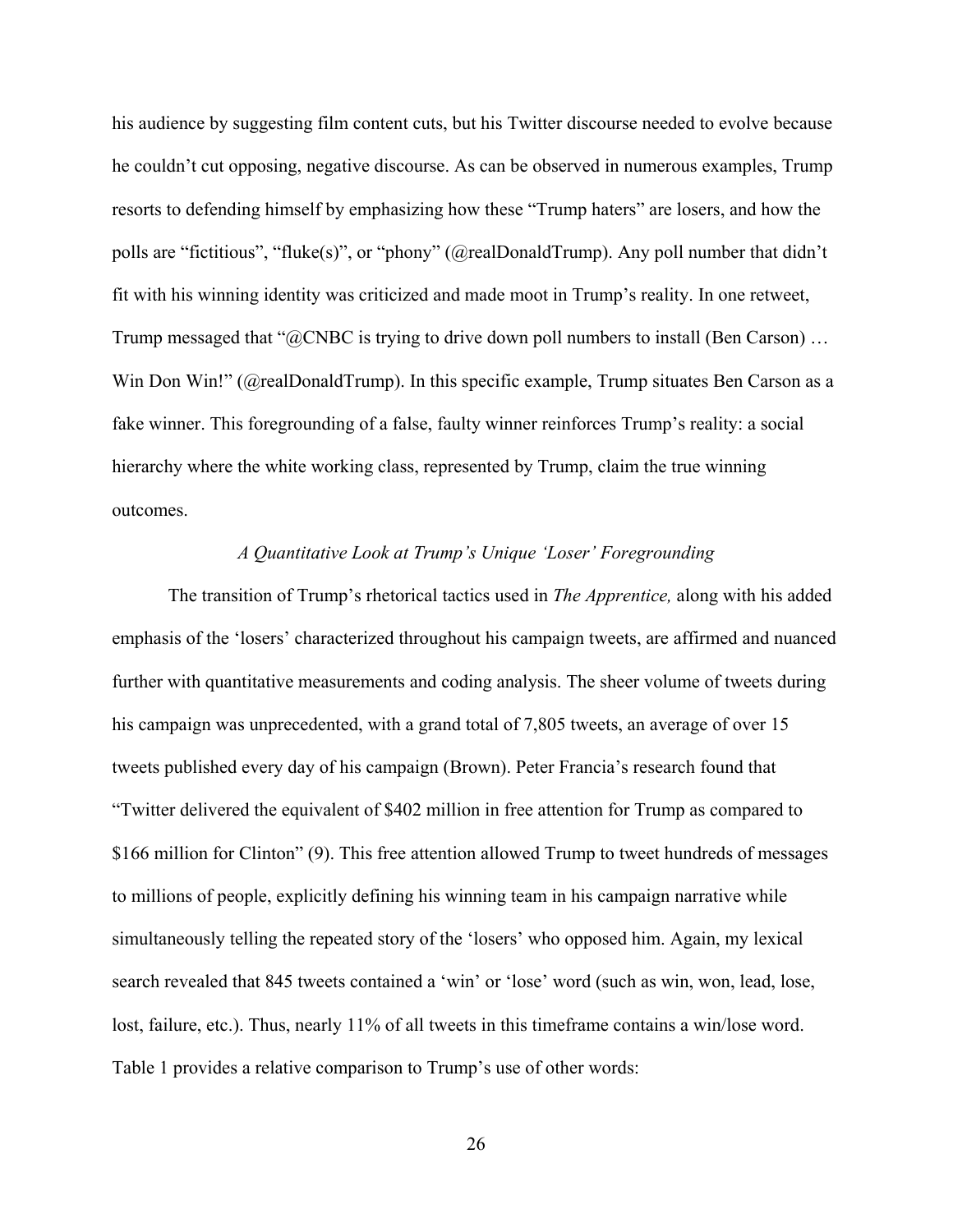his audience by suggesting film content cuts, but his Twitter discourse needed to evolve because he couldn't cut opposing, negative discourse. As can be observed in numerous examples, Trump resorts to defending himself by emphasizing how these "Trump haters" are losers, and how the polls are "fictitious", "fluke(s)", or "phony" (@realDonaldTrump). Any poll number that didn't fit with his winning identity was criticized and made moot in Trump's reality. In one retweet, Trump messaged that "@CNBC is trying to drive down poll numbers to install (Ben Carson) … Win Don Win!" (@realDonaldTrump). In this specific example, Trump situates Ben Carson as a fake winner. This foregrounding of a false, faulty winner reinforces Trump's reality: a social hierarchy where the white working class, represented by Trump, claim the true winning outcomes.

### *A Quantitative Look at Trump's Unique 'Loser' Foregrounding*

The transition of Trump's rhetorical tactics used in *The Apprentice,* along with his added emphasis of the 'losers' characterized throughout his campaign tweets, are affirmed and nuanced further with quantitative measurements and coding analysis. The sheer volume of tweets during his campaign was unprecedented, with a grand total of 7,805 tweets, an average of over 15 tweets published every day of his campaign (Brown). Peter Francia's research found that "Twitter delivered the equivalent of $402 million in free attention for Trump as compared to $166 million for Clinton" (9). This free attention allowed Trump to tweet hundreds of messages to millions of people, explicitly defining his winning team in his campaign narrative while simultaneously telling the repeated story of the 'losers' who opposed him. Again, my lexical search revealed that 845 tweets contained a 'win' or 'lose' word (such as win, won, lead, lose, lost, failure, etc.). Thus, nearly 11% of all tweets in this timeframe contains a win/lose word. Table 1 provides a relative comparison to Trump's use of other words: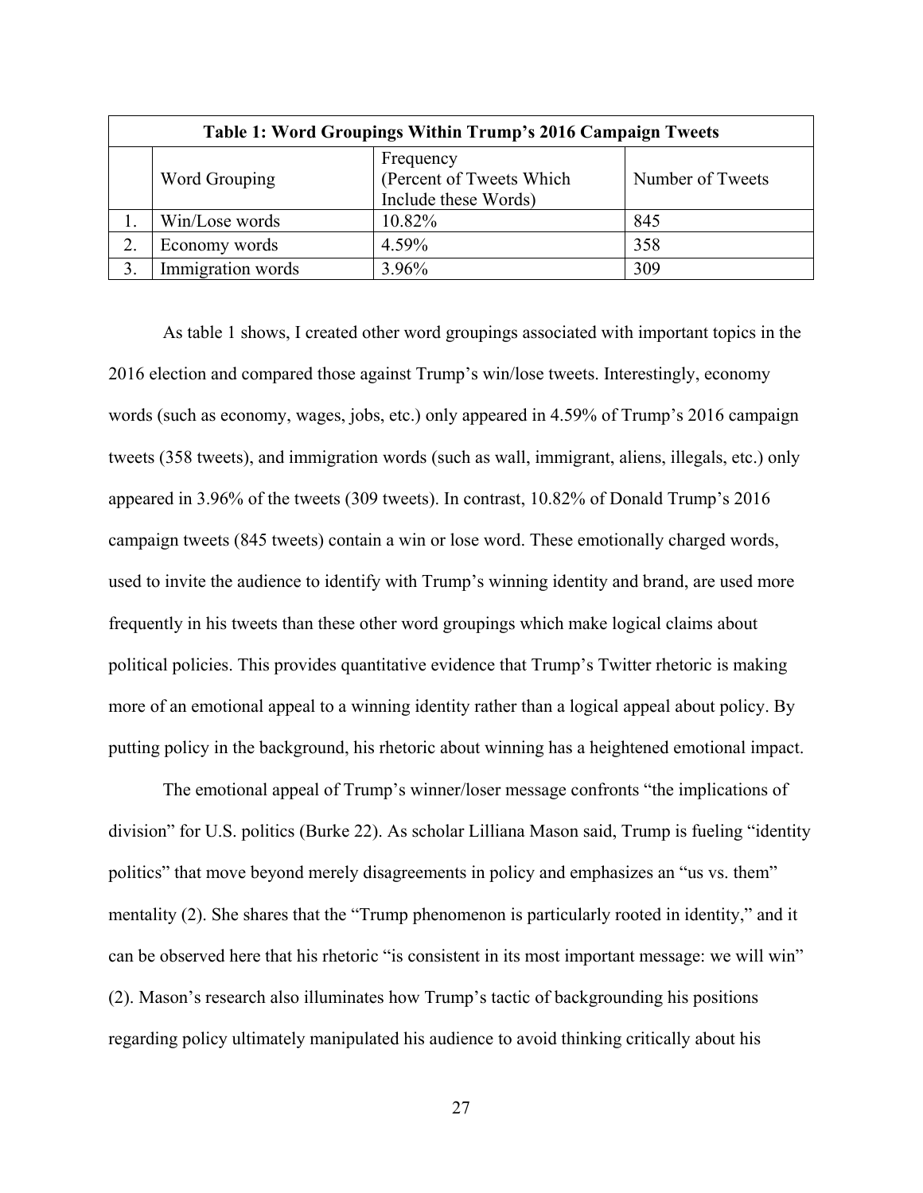| Table 1: Word Groupings Within Trump's 2016 Campaign Tweets | | | |
|---|---|---|---|
| | Word Grouping | Frequency (Percent of Tweets Which Include these Words) | Number of Tweets |
| 1. | Win/Lose words | 10.82% | 845 |
| 2. | Economy words | 4.59% | 358 |
| 3. | Immigration words | 3.96% | 309 |

As table 1 shows, I created other word groupings associated with important topics in the 2016 election and compared those against Trump's win/lose tweets. Interestingly, economy words (such as economy, wages, jobs, etc.) only appeared in 4.59% of Trump's 2016 campaign tweets (358 tweets), and immigration words (such as wall, immigrant, aliens, illegals, etc.) only appeared in 3.96% of the tweets (309 tweets). In contrast, 10.82% of Donald Trump's 2016 campaign tweets (845 tweets) contain a win or lose word. These emotionally charged words, used to invite the audience to identify with Trump's winning identity and brand, are used more frequently in his tweets than these other word groupings which make logical claims about political policies. This provides quantitative evidence that Trump's Twitter rhetoric is making more of an emotional appeal to a winning identity rather than a logical appeal about policy. By putting policy in the background, his rhetoric about winning has a heightened emotional impact.

The emotional appeal of Trump's winner/loser message confronts "the implications of division" for U.S. politics (Burke 22). As scholar Lilliana Mason said, Trump is fueling "identity politics" that move beyond merely disagreements in policy and emphasizes an "us vs. them" mentality (2). She shares that the "Trump phenomenon is particularly rooted in identity," and it can be observed here that his rhetoric "is consistent in its most important message: we will win" (2). Mason's research also illuminates how Trump's tactic of backgrounding his positions regarding policy ultimately manipulated his audience to avoid thinking critically about his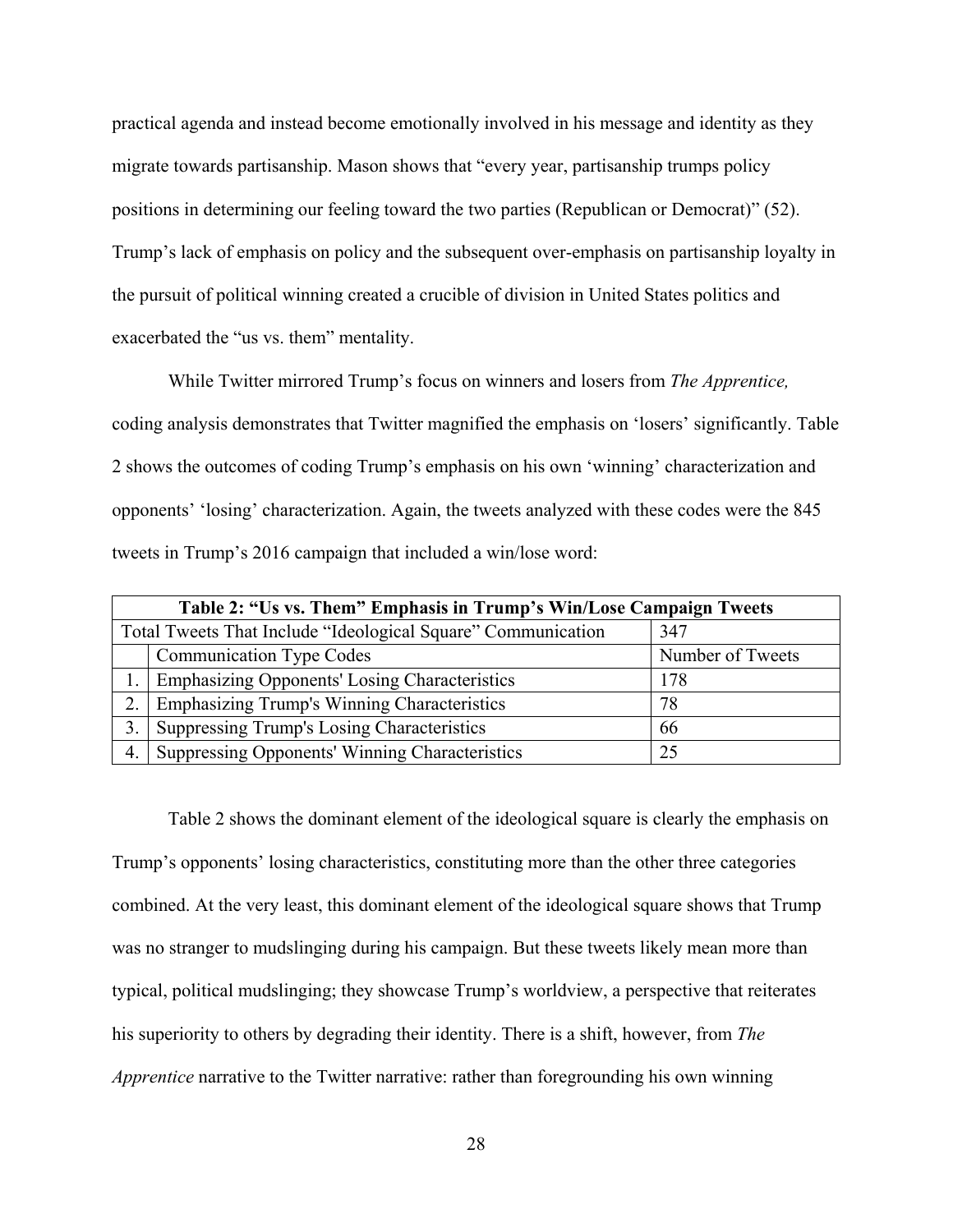practical agenda and instead become emotionally involved in his message and identity as they migrate towards partisanship. Mason shows that "every year, partisanship trumps policy positions in determining our feeling toward the two parties (Republican or Democrat)" (52). Trump's lack of emphasis on policy and the subsequent over-emphasis on partisanship loyalty in the pursuit of political winning created a crucible of division in United States politics and exacerbated the "us vs. them" mentality.

While Twitter mirrored Trump's focus on winners and losers from *The Apprentice,* coding analysis demonstrates that Twitter magnified the emphasis on 'losers' significantly. Table 2 shows the outcomes of coding Trump's emphasis on his own 'winning' characterization and opponents' 'losing' characterization. Again, the tweets analyzed with these codes were the 845 tweets in Trump's 2016 campaign that included a win/lose word:

| **Table 2: "Us vs. Them" Emphasis in Trump's Win/Lose Campaign Tweets** | | |
|---|---|---|
| Total Tweets That Include "Ideological Square" Communication | | 347 |
| | Communication Type Codes | Number of Tweets |
| 1. | Emphasizing Opponents' Losing Characteristics | 178 |
| 2. | Emphasizing Trump's Winning Characteristics | 78 |
| 3. | Suppressing Trump's Losing Characteristics | 66 |
| 4. | Suppressing Opponents' Winning Characteristics | 25 |

Table 2 shows the dominant element of the ideological square is clearly the emphasis on Trump's opponents' losing characteristics, constituting more than the other three categories combined. At the very least, this dominant element of the ideological square shows that Trump was no stranger to mudslinging during his campaign. But these tweets likely mean more than typical, political mudslinging; they showcase Trump's worldview, a perspective that reiterates his superiority to others by degrading their identity. There is a shift, however, from *The Apprentice* narrative to the Twitter narrative: rather than foregrounding his own winning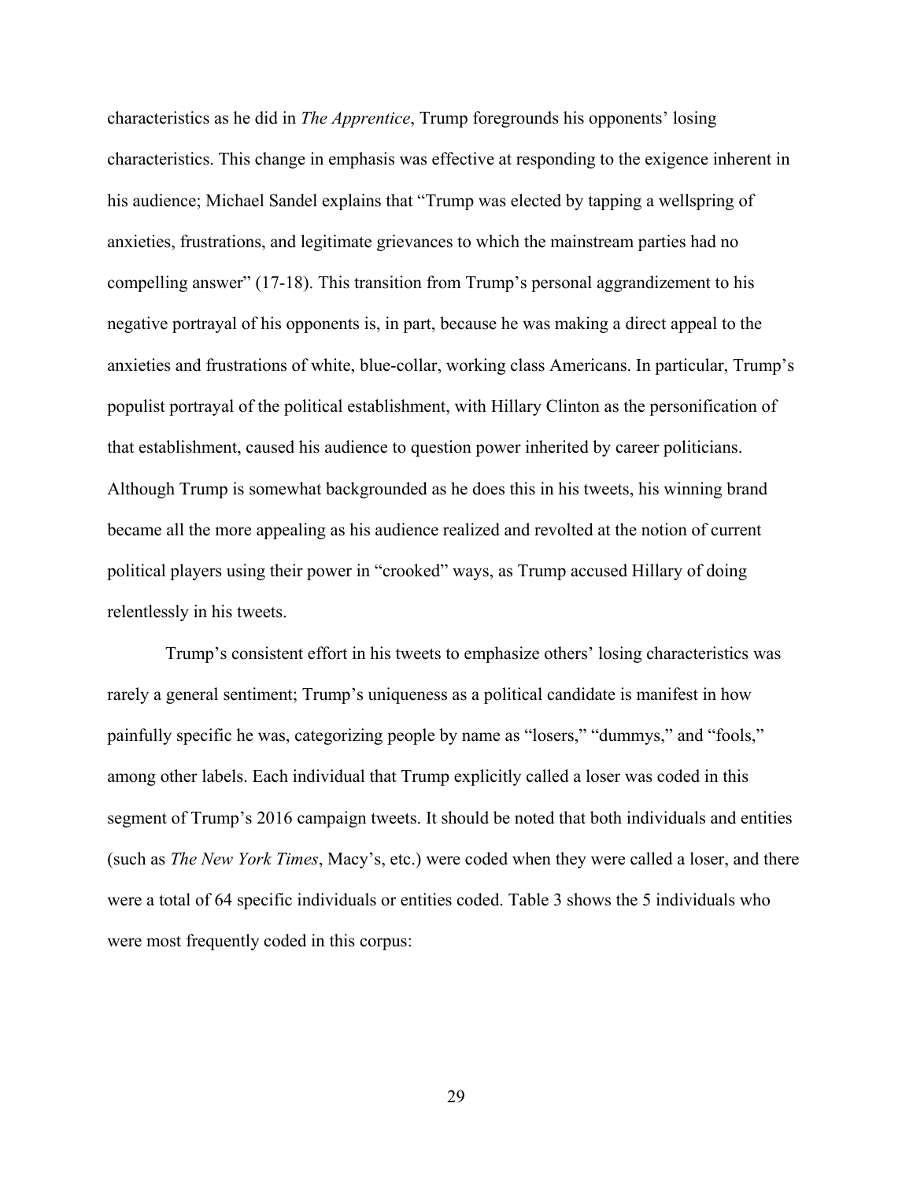characteristics as he did in *The Apprentice*, Trump foregrounds his opponents' losing characteristics. This change in emphasis was effective at responding to the exigence inherent in his audience; Michael Sandel explains that "Trump was elected by tapping a wellspring of anxieties, frustrations, and legitimate grievances to which the mainstream parties had no compelling answer" (17-18). This transition from Trump's personal aggrandizement to his negative portrayal of his opponents is, in part, because he was making a direct appeal to the anxieties and frustrations of white, blue-collar, working class Americans. In particular, Trump's populist portrayal of the political establishment, with Hillary Clinton as the personification of that establishment, caused his audience to question power inherited by career politicians. Although Trump is somewhat backgrounded as he does this in his tweets, his winning brand became all the more appealing as his audience realized and revolted at the notion of current political players using their power in "crooked" ways, as Trump accused Hillary of doing relentlessly in his tweets.

Trump's consistent effort in his tweets to emphasize others' losing characteristics was rarely a general sentiment; Trump's uniqueness as a political candidate is manifest in how painfully specific he was, categorizing people by name as "losers," "dummys," and "fools," among other labels. Each individual that Trump explicitly called a loser was coded in this segment of Trump's 2016 campaign tweets. It should be noted that both individuals and entities (such as *The New York Times*, Macy's, etc.) were coded when they were called a loser, and there were a total of 64 specific individuals or entities coded. Table 3 shows the 5 individuals who were most frequently coded in this corpus: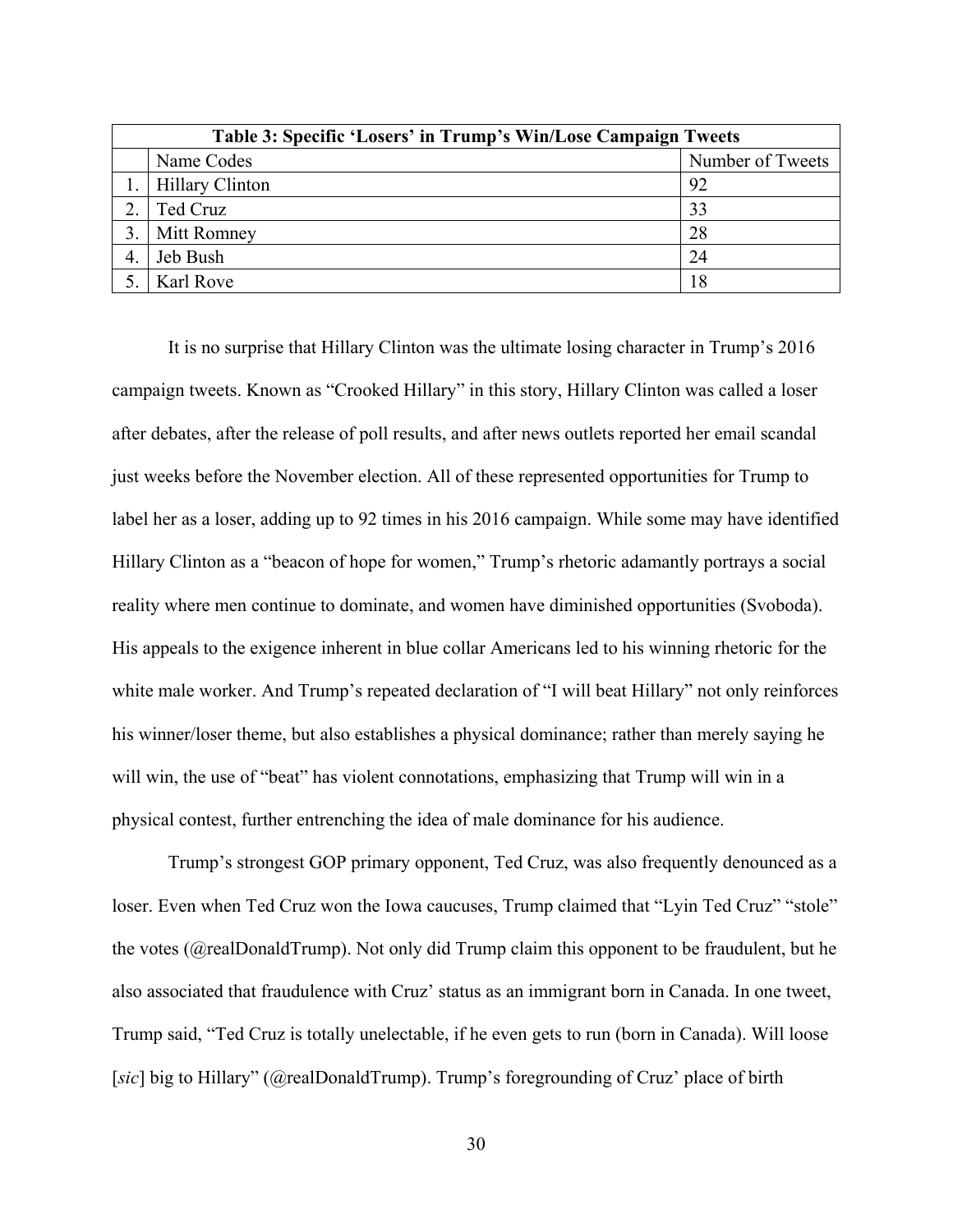| Table 3: Specific 'Losers' in Trump's Win/Lose Campaign Tweets | | |
|---|---|---|
| | Name Codes | Number of Tweets |
| 1. | Hillary Clinton | 92 |
| 2. | Ted Cruz | 33 |
| 3. | Mitt Romney | 28 |
| 4. | Jeb Bush | 24 |
| 5. | Karl Rove | 18 |

It is no surprise that Hillary Clinton was the ultimate losing character in Trump's 2016 campaign tweets. Known as "Crooked Hillary" in this story, Hillary Clinton was called a loser after debates, after the release of poll results, and after news outlets reported her email scandal just weeks before the November election. All of these represented opportunities for Trump to label her as a loser, adding up to 92 times in his 2016 campaign. While some may have identified Hillary Clinton as a "beacon of hope for women," Trump's rhetoric adamantly portrays a social reality where men continue to dominate, and women have diminished opportunities (Svoboda). His appeals to the exigence inherent in blue collar Americans led to his winning rhetoric for the white male worker. And Trump's repeated declaration of "I will beat Hillary" not only reinforces his winner/loser theme, but also establishes a physical dominance; rather than merely saying he will win, the use of "beat" has violent connotations, emphasizing that Trump will win in a physical contest, further entrenching the idea of male dominance for his audience.

Trump's strongest GOP primary opponent, Ted Cruz, was also frequently denounced as a loser. Even when Ted Cruz won the Iowa caucuses, Trump claimed that "Lyin Ted Cruz" "stole" the votes (@realDonaldTrump). Not only did Trump claim this opponent to be fraudulent, but he also associated that fraudulence with Cruz' status as an immigrant born in Canada. In one tweet, Trump said, "Ted Cruz is totally unelectable, if he even gets to run (born in Canada). Will loose [*sic*] big to Hillary" (@realDonaldTrump). Trump's foregrounding of Cruz' place of birth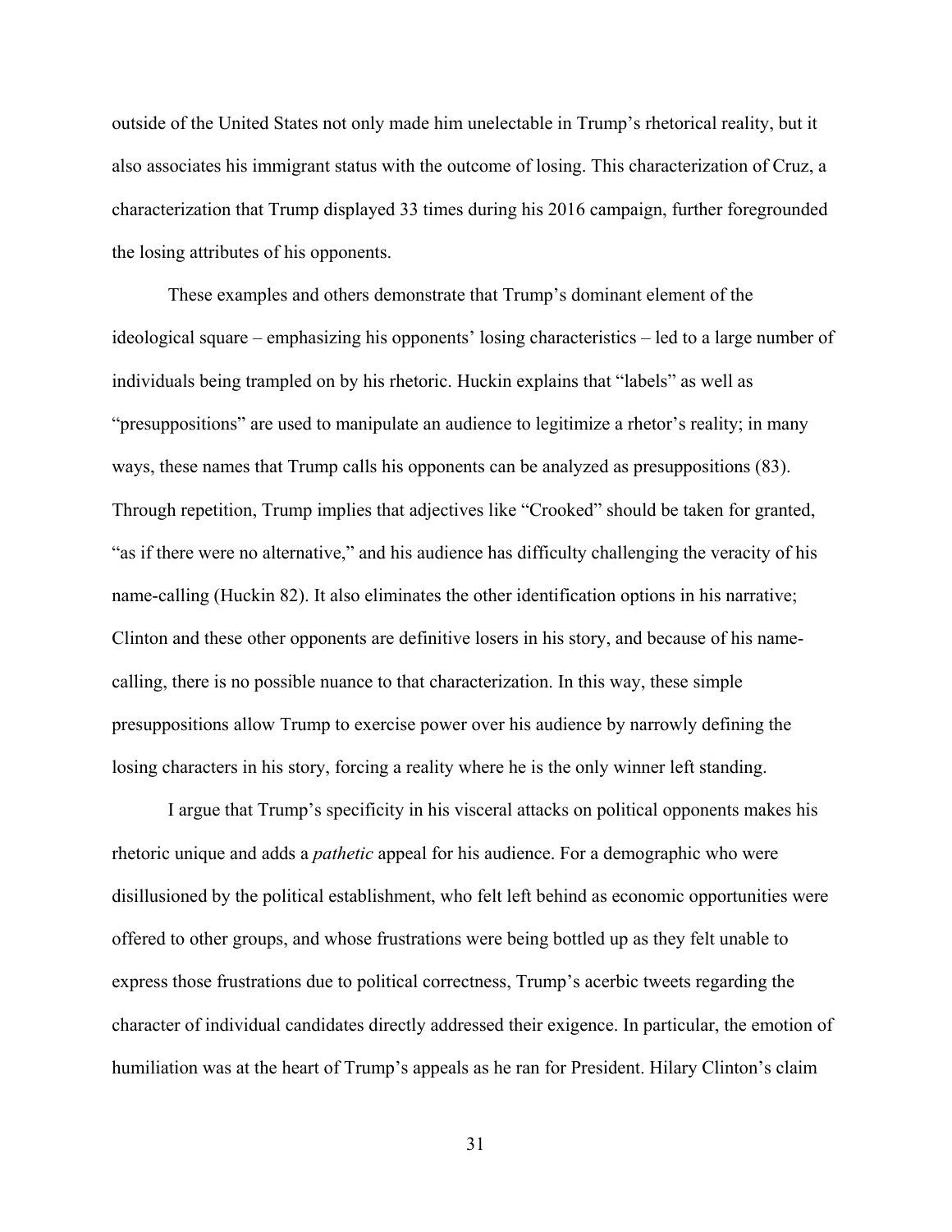outside of the United States not only made him unelectable in Trump's rhetorical reality, but it also associates his immigrant status with the outcome of losing. This characterization of Cruz, a characterization that Trump displayed 33 times during his 2016 campaign, further foregrounded the losing attributes of his opponents.

These examples and others demonstrate that Trump's dominant element of the ideological square – emphasizing his opponents' losing characteristics – led to a large number of individuals being trampled on by his rhetoric. Huckin explains that "labels" as well as "presuppositions" are used to manipulate an audience to legitimize a rhetor's reality; in many ways, these names that Trump calls his opponents can be analyzed as presuppositions (83). Through repetition, Trump implies that adjectives like "Crooked" should be taken for granted, "as if there were no alternative," and his audience has difficulty challenging the veracity of his name-calling (Huckin 82). It also eliminates the other identification options in his narrative; Clinton and these other opponents are definitive losers in his story, and because of his name-calling, there is no possible nuance to that characterization. In this way, these simple presuppositions allow Trump to exercise power over his audience by narrowly defining the losing characters in his story, forcing a reality where he is the only winner left standing.

I argue that Trump's specificity in his visceral attacks on political opponents makes his rhetoric unique and adds a *pathetic* appeal for his audience. For a demographic who were disillusioned by the political establishment, who felt left behind as economic opportunities were offered to other groups, and whose frustrations were being bottled up as they felt unable to express those frustrations due to political correctness, Trump's acerbic tweets regarding the character of individual candidates directly addressed their exigence. In particular, the emotion of humiliation was at the heart of Trump's appeals as he ran for President. Hilary Clinton's claim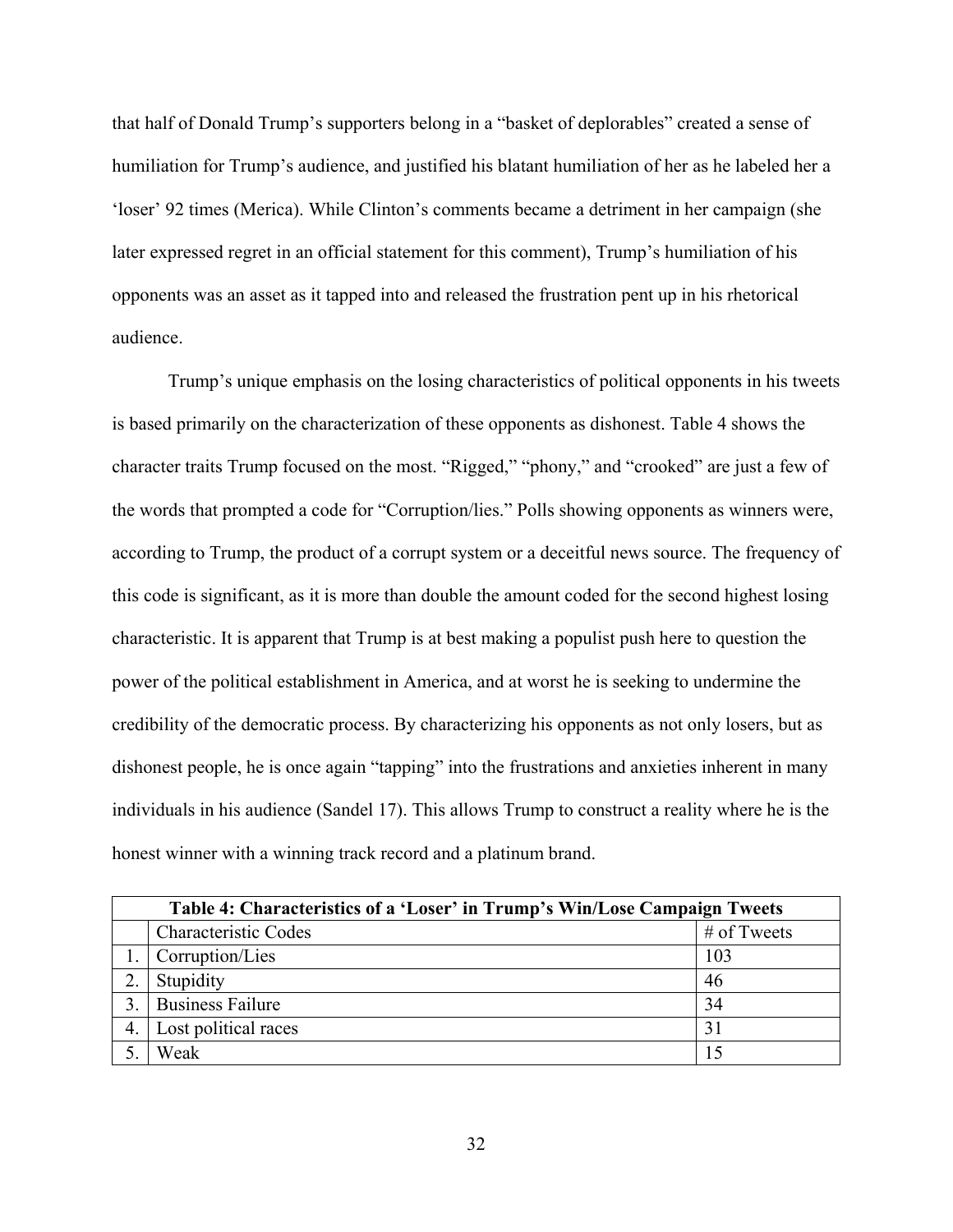that half of Donald Trump's supporters belong in a "basket of deplorables" created a sense of humiliation for Trump's audience, and justified his blatant humiliation of her as he labeled her a 'loser' 92 times (Merica). While Clinton's comments became a detriment in her campaign (she later expressed regret in an official statement for this comment), Trump's humiliation of his opponents was an asset as it tapped into and released the frustration pent up in his rhetorical audience.

Trump's unique emphasis on the losing characteristics of political opponents in his tweets is based primarily on the characterization of these opponents as dishonest. Table 4 shows the character traits Trump focused on the most. "Rigged," "phony," and "crooked" are just a few of the words that prompted a code for "Corruption/lies." Polls showing opponents as winners were, according to Trump, the product of a corrupt system or a deceitful news source. The frequency of this code is significant, as it is more than double the amount coded for the second highest losing characteristic. It is apparent that Trump is at best making a populist push here to question the power of the political establishment in America, and at worst he is seeking to undermine the credibility of the democratic process. By characterizing his opponents as not only losers, but as dishonest people, he is once again "tapping" into the frustrations and anxieties inherent in many individuals in his audience (Sandel 17). This allows Trump to construct a reality where he is the honest winner with a winning track record and a platinum brand.

**Table 4: Characteristics of a 'Loser' in Trump's Win/Lose Campaign Tweets**

| | Characteristic Codes | # of Tweets |
|---|---|---|
| 1. | Corruption/Lies | 103 |
| 2. | Stupidity | 46 |
| 3. | Business Failure | 34 |
| 4. | Lost political races | 31 |
| 5. | Weak | 15 |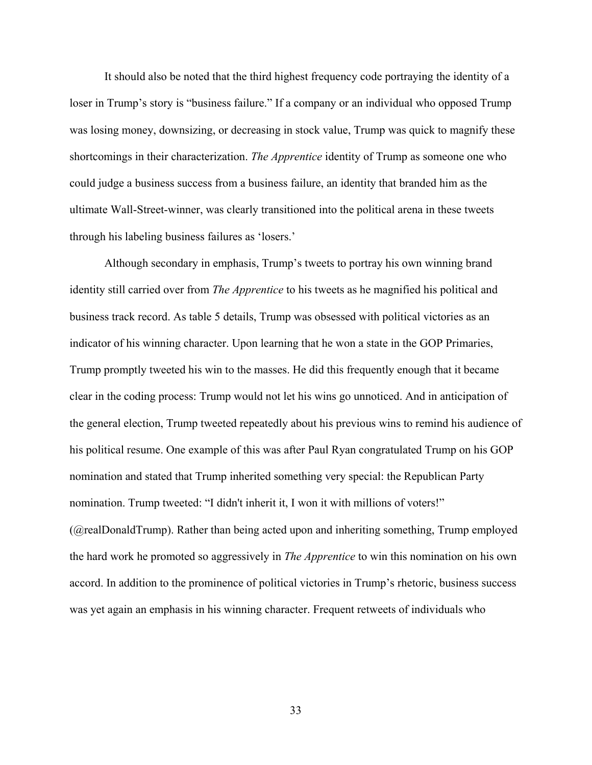It should also be noted that the third highest frequency code portraying the identity of a loser in Trump's story is "business failure." If a company or an individual who opposed Trump was losing money, downsizing, or decreasing in stock value, Trump was quick to magnify these shortcomings in their characterization. *The Apprentice* identity of Trump as someone one who could judge a business success from a business failure, an identity that branded him as the ultimate Wall-Street-winner, was clearly transitioned into the political arena in these tweets through his labeling business failures as 'losers.'

Although secondary in emphasis, Trump's tweets to portray his own winning brand identity still carried over from *The Apprentice* to his tweets as he magnified his political and business track record. As table 5 details, Trump was obsessed with political victories as an indicator of his winning character. Upon learning that he won a state in the GOP Primaries, Trump promptly tweeted his win to the masses. He did this frequently enough that it became clear in the coding process: Trump would not let his wins go unnoticed. And in anticipation of the general election, Trump tweeted repeatedly about his previous wins to remind his audience of his political resume. One example of this was after Paul Ryan congratulated Trump on his GOP nomination and stated that Trump inherited something very special: the Republican Party nomination. Trump tweeted: "I didn't inherit it, I won it with millions of voters!" (@realDonaldTrump). Rather than being acted upon and inheriting something, Trump employed the hard work he promoted so aggressively in *The Apprentice* to win this nomination on his own accord. In addition to the prominence of political victories in Trump's rhetoric, business success was yet again an emphasis in his winning character. Frequent retweets of individuals who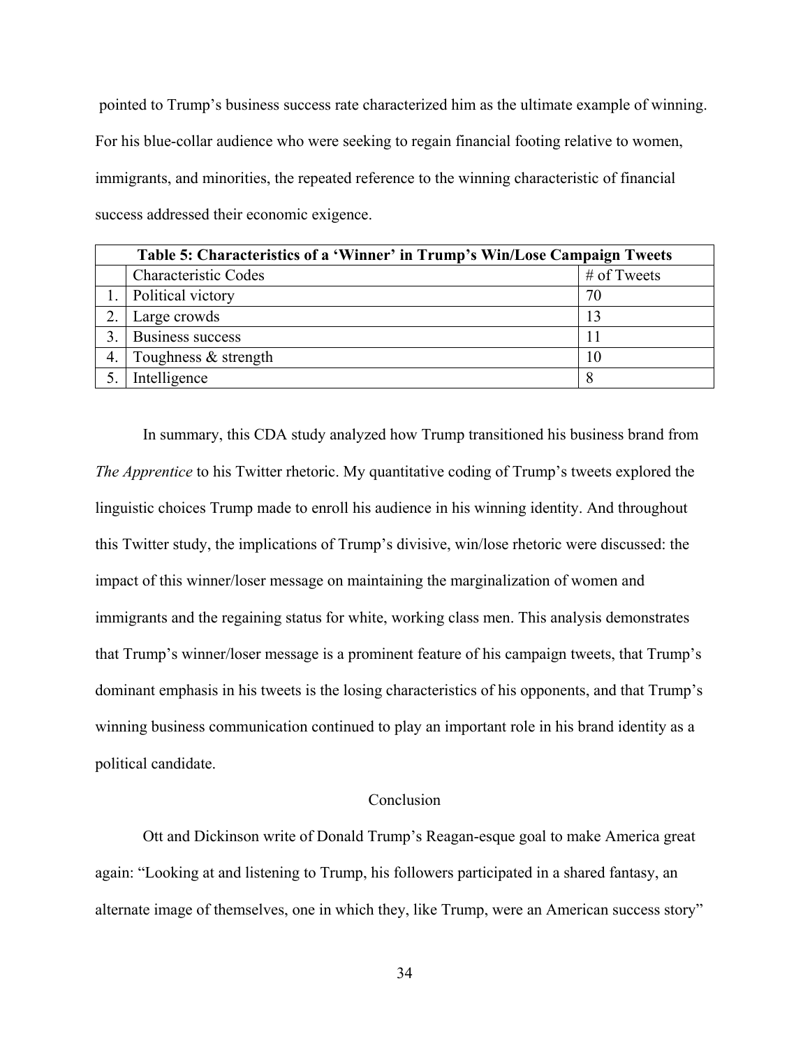pointed to Trump's business success rate characterized him as the ultimate example of winning. For his blue-collar audience who were seeking to regain financial footing relative to women, immigrants, and minorities, the repeated reference to the winning characteristic of financial success addressed their economic exigence.

| **Table 5: Characteristics of a 'Winner' in Trump's Win/Lose Campaign Tweets** | | |
|---|---|---|
| | Characteristic Codes | # of Tweets |
| 1. | Political victory | 70 |
| 2. | Large crowds | 13 |
| 3. | Business success | 11 |
| 4. | Toughness & strength | 10 |
| 5. | Intelligence | 8 |

In summary, this CDA study analyzed how Trump transitioned his business brand from *The Apprentice* to his Twitter rhetoric. My quantitative coding of Trump's tweets explored the linguistic choices Trump made to enroll his audience in his winning identity. And throughout this Twitter study, the implications of Trump's divisive, win/lose rhetoric were discussed: the impact of this winner/loser message on maintaining the marginalization of women and immigrants and the regaining status for white, working class men. This analysis demonstrates that Trump's winner/loser message is a prominent feature of his campaign tweets, that Trump's dominant emphasis in his tweets is the losing characteristics of his opponents, and that Trump's winning business communication continued to play an important role in his brand identity as a political candidate.

## Conclusion

Ott and Dickinson write of Donald Trump's Reagan-esque goal to make America great again: "Looking at and listening to Trump, his followers participated in a shared fantasy, an alternate image of themselves, one in which they, like Trump, were an American success story"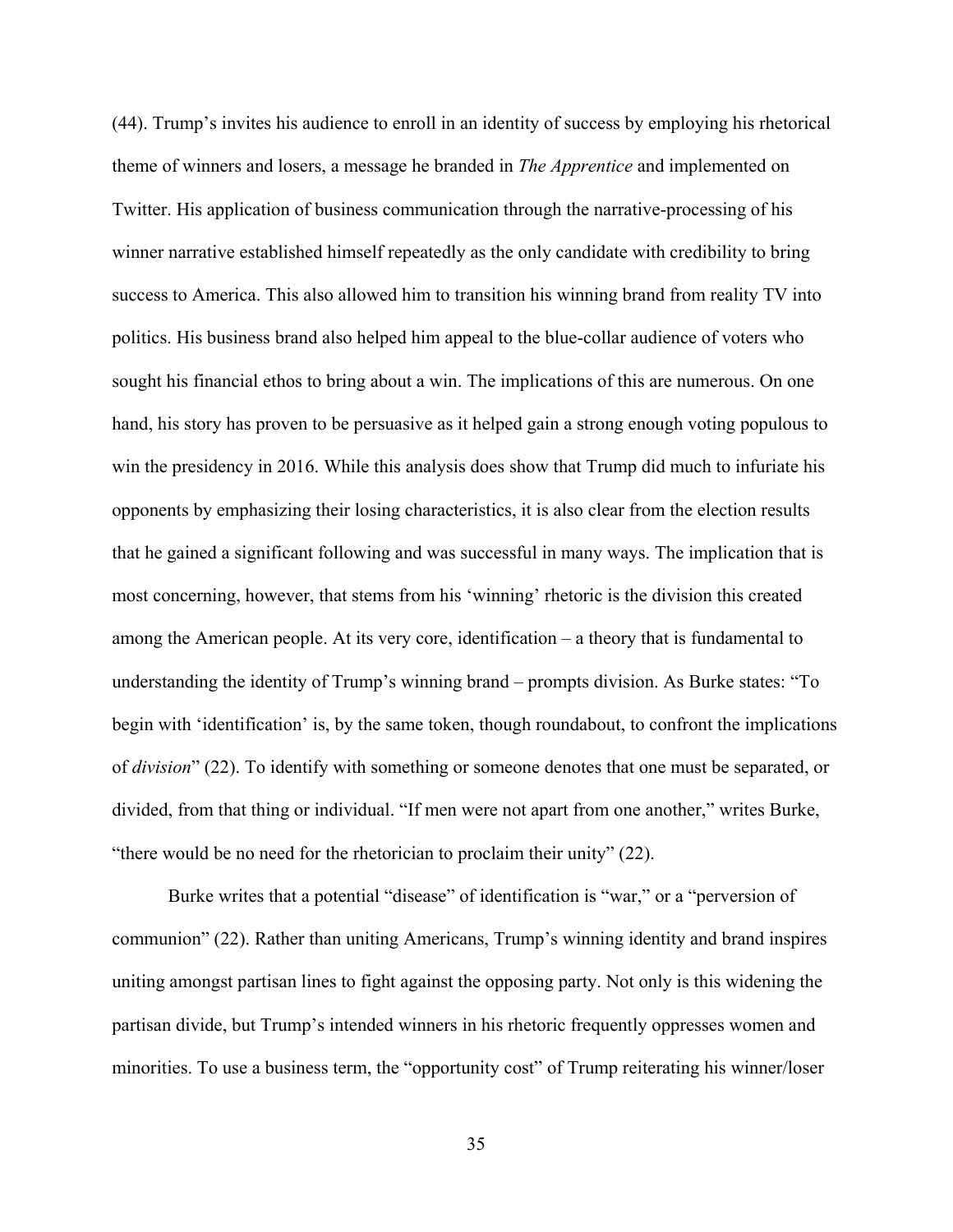(44). Trump's invites his audience to enroll in an identity of success by employing his rhetorical theme of winners and losers, a message he branded in *The Apprentice* and implemented on Twitter. His application of business communication through the narrative-processing of his winner narrative established himself repeatedly as the only candidate with credibility to bring success to America. This also allowed him to transition his winning brand from reality TV into politics. His business brand also helped him appeal to the blue-collar audience of voters who sought his financial ethos to bring about a win. The implications of this are numerous. On one hand, his story has proven to be persuasive as it helped gain a strong enough voting populous to win the presidency in 2016. While this analysis does show that Trump did much to infuriate his opponents by emphasizing their losing characteristics, it is also clear from the election results that he gained a significant following and was successful in many ways. The implication that is most concerning, however, that stems from his 'winning' rhetoric is the division this created among the American people. At its very core, identification – a theory that is fundamental to understanding the identity of Trump's winning brand – prompts division. As Burke states: "To begin with 'identification' is, by the same token, though roundabout, to confront the implications of *division*" (22). To identify with something or someone denotes that one must be separated, or divided, from that thing or individual. "If men were not apart from one another," writes Burke, "there would be no need for the rhetorician to proclaim their unity" (22).

Burke writes that a potential "disease" of identification is "war," or a "perversion of communion" (22). Rather than uniting Americans, Trump's winning identity and brand inspires uniting amongst partisan lines to fight against the opposing party. Not only is this widening the partisan divide, but Trump's intended winners in his rhetoric frequently oppresses women and minorities. To use a business term, the "opportunity cost" of Trump reiterating his winner/loser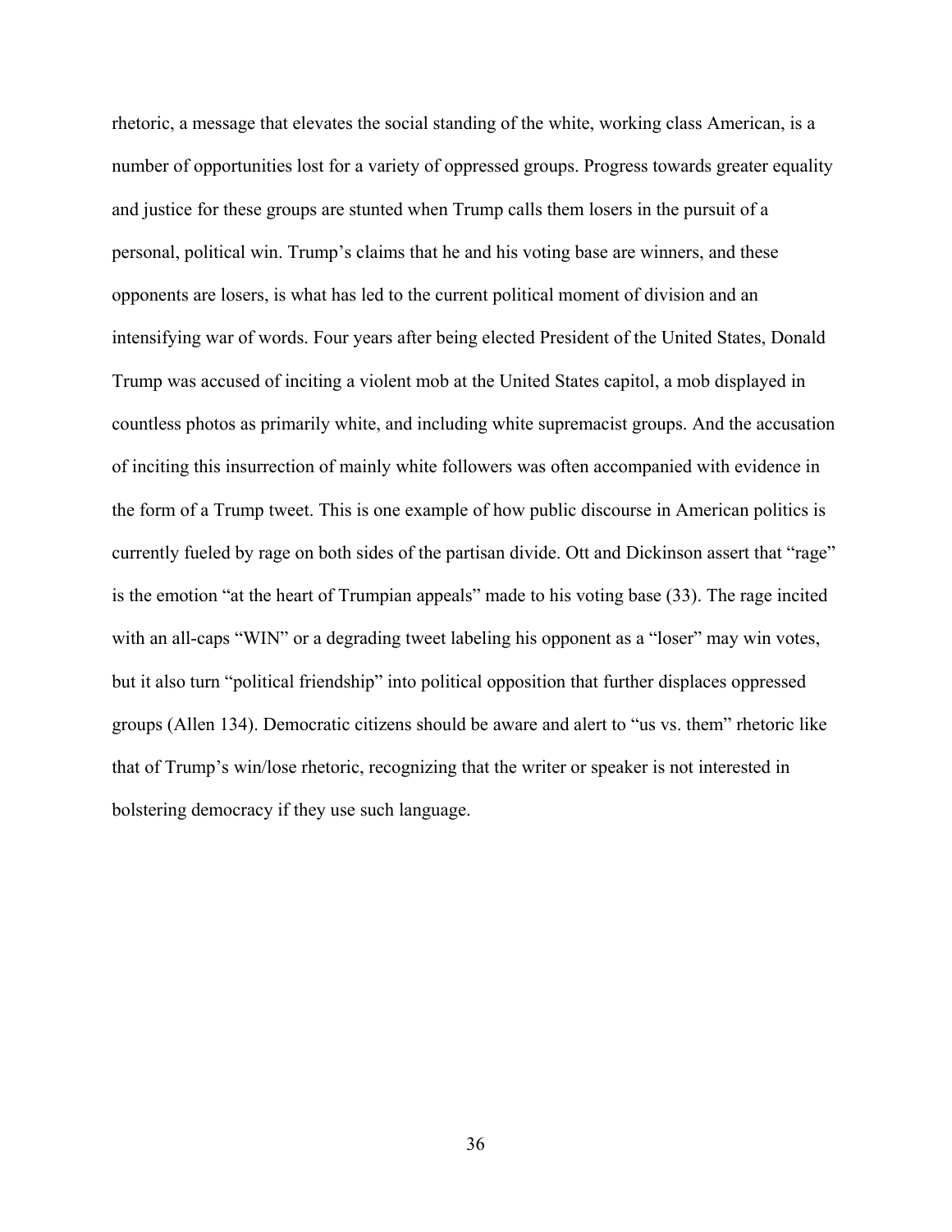rhetoric, a message that elevates the social standing of the white, working class American, is a number of opportunities lost for a variety of oppressed groups. Progress towards greater equality and justice for these groups are stunted when Trump calls them losers in the pursuit of a personal, political win. Trump's claims that he and his voting base are winners, and these opponents are losers, is what has led to the current political moment of division and an intensifying war of words. Four years after being elected President of the United States, Donald Trump was accused of inciting a violent mob at the United States capitol, a mob displayed in countless photos as primarily white, and including white supremacist groups. And the accusation of inciting this insurrection of mainly white followers was often accompanied with evidence in the form of a Trump tweet. This is one example of how public discourse in American politics is currently fueled by rage on both sides of the partisan divide. Ott and Dickinson assert that "rage" is the emotion "at the heart of Trumpian appeals" made to his voting base (33). The rage incited with an all-caps "WIN" or a degrading tweet labeling his opponent as a "loser" may win votes, but it also turn "political friendship" into political opposition that further displaces oppressed groups (Allen 134). Democratic citizens should be aware and alert to "us vs. them" rhetoric like that of Trump's win/lose rhetoric, recognizing that the writer or speaker is not interested in bolstering democracy if they use such language.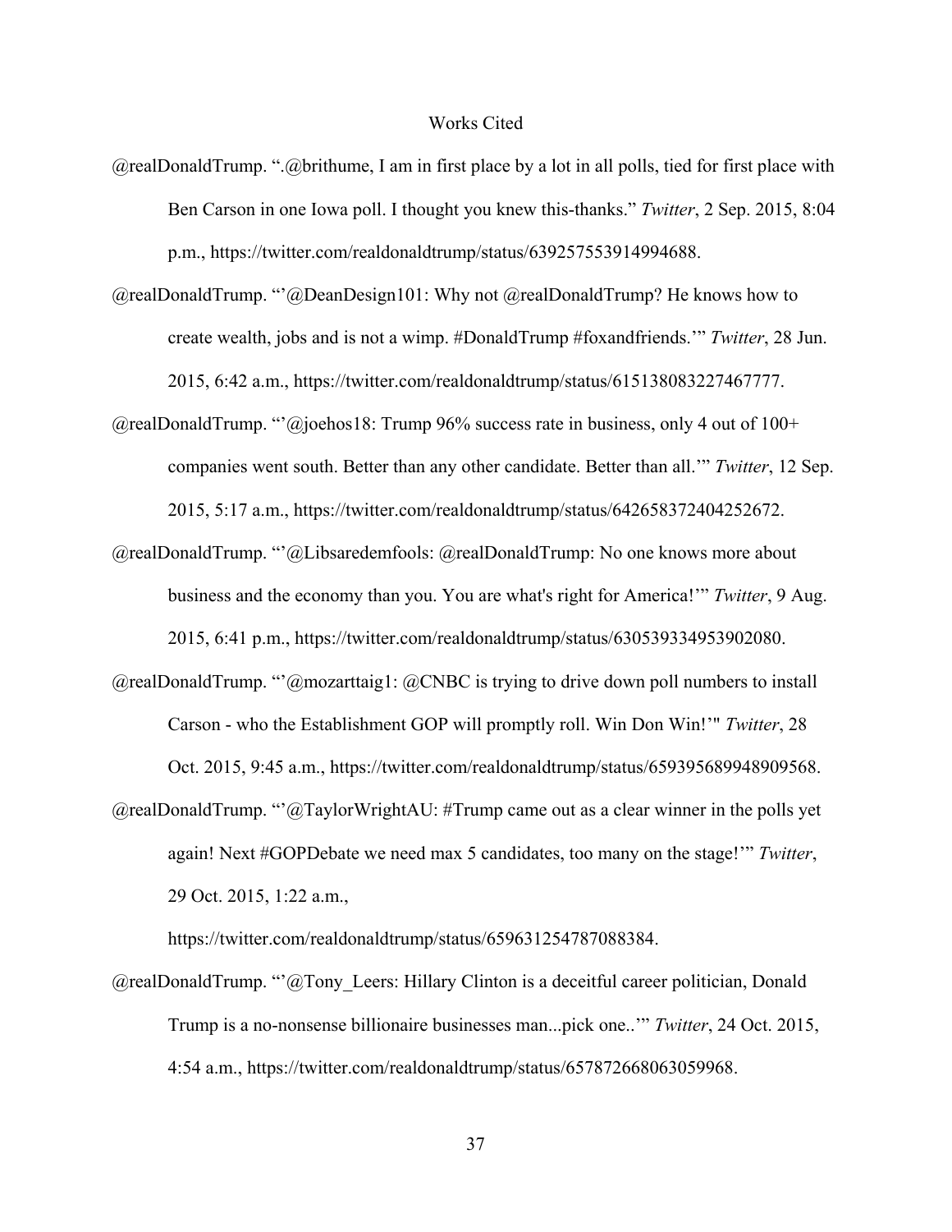# Works Cited

@realDonaldTrump. ".@brithume, I am in first place by a lot in all polls, tied for first place with Ben Carson in one Iowa poll. I thought you knew this-thanks." *Twitter*, 2 Sep. 2015, 8:04 p.m., https://twitter.com/realdonaldtrump/status/639257553914994688.

@realDonaldTrump. "'@DeanDesign101: Why not @realDonaldTrump? He knows how to create wealth, jobs and is not a wimp. #DonaldTrump #foxandfriends.'" *Twitter*, 28 Jun. 2015, 6:42 a.m., https://twitter.com/realdonaldtrump/status/615138083227467777.

@realDonaldTrump. "'@joehos18: Trump 96% success rate in business, only 4 out of 100+ companies went south. Better than any other candidate. Better than all.'" *Twitter*, 12 Sep. 2015, 5:17 a.m., https://twitter.com/realdonaldtrump/status/642658372404252672.

@realDonaldTrump. "'@Libsaredemfools: @realDonaldTrump: No one knows more about business and the economy than you. You are what's right for America!'" *Twitter*, 9 Aug. 2015, 6:41 p.m., https://twitter.com/realdonaldtrump/status/630539334953902080.

@realDonaldTrump. "'@mozarttaig1: @CNBC is trying to drive down poll numbers to install Carson - who the Establishment GOP will promptly roll. Win Don Win!'" *Twitter*, 28 Oct. 2015, 9:45 a.m., https://twitter.com/realdonaldtrump/status/659395689948909568.

@realDonaldTrump. "'@TaylorWrightAU: #Trump came out as a clear winner in the polls yet again! Next #GOPDebate we need max 5 candidates, too many on the stage!'" *Twitter*, 29 Oct. 2015, 1:22 a.m., https://twitter.com/realdonaldtrump/status/659631254787088384.

@realDonaldTrump. "'@Tony_Leers: Hillary Clinton is a deceitful career politician, Donald Trump is a no-nonsense billionaire businesses man...pick one..'" *Twitter*, 24 Oct. 2015, 4:54 a.m., https://twitter.com/realdonaldtrump/status/657872668063059968.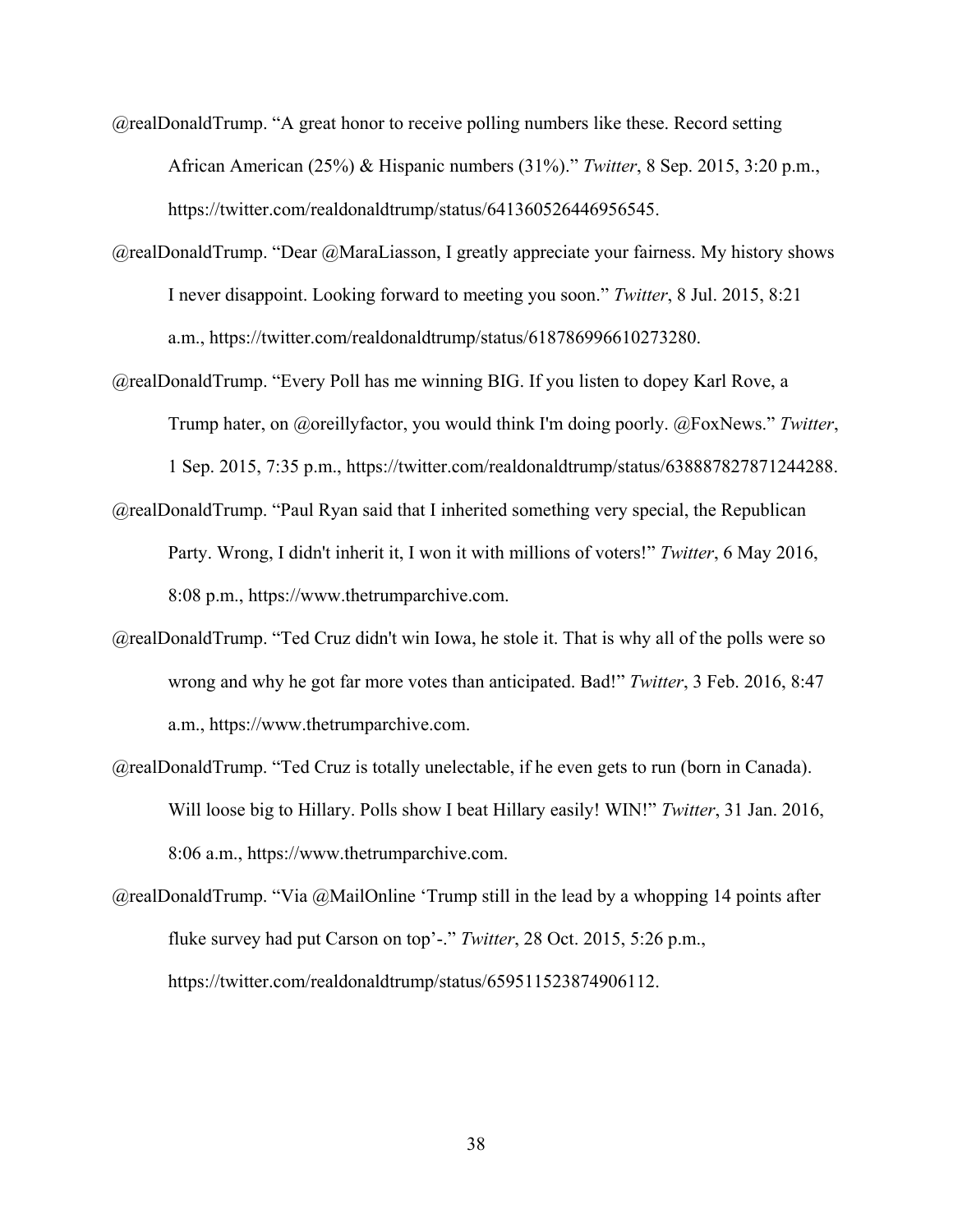@realDonaldTrump. "A great honor to receive polling numbers like these. Record setting African American (25%) & Hispanic numbers (31%)." *Twitter*, 8 Sep. 2015, 3:20 p.m., https://twitter.com/realdonaldtrump/status/641360526446956545.

@realDonaldTrump. "Dear @MaraLiasson, I greatly appreciate your fairness. My history shows I never disappoint. Looking forward to meeting you soon." *Twitter*, 8 Jul. 2015, 8:21 a.m., https://twitter.com/realdonaldtrump/status/618786996610273280.

@realDonaldTrump. "Every Poll has me winning BIG. If you listen to dopey Karl Rove, a Trump hater, on @oreillyfactor, you would think I'm doing poorly. @FoxNews." *Twitter*, 1 Sep. 2015, 7:35 p.m., https://twitter.com/realdonaldtrump/status/638887827871244288.

@realDonaldTrump. "Paul Ryan said that I inherited something very special, the Republican Party. Wrong, I didn't inherit it, I won it with millions of voters!" *Twitter*, 6 May 2016, 8:08 p.m., https://www.thetrumparchive.com.

@realDonaldTrump. "Ted Cruz didn't win Iowa, he stole it. That is why all of the polls were so wrong and why he got far more votes than anticipated. Bad!" *Twitter*, 3 Feb. 2016, 8:47 a.m., https://www.thetrumparchive.com.

@realDonaldTrump. "Ted Cruz is totally unelectable, if he even gets to run (born in Canada). Will loose big to Hillary. Polls show I beat Hillary easily! WIN!" *Twitter*, 31 Jan. 2016, 8:06 a.m., https://www.thetrumparchive.com.

@realDonaldTrump. "Via @MailOnline 'Trump still in the lead by a whopping 14 points after fluke survey had put Carson on top'-." *Twitter*, 28 Oct. 2015, 5:26 p.m., https://twitter.com/realdonaldtrump/status/659511523874906112.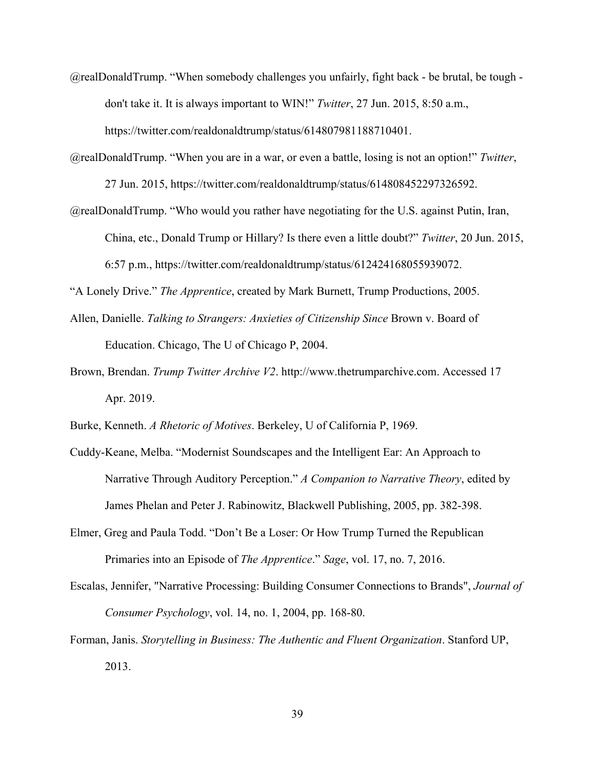@realDonaldTrump. “When somebody challenges you unfairly, fight back - be brutal, be tough - don't take it. It is always important to WIN!” *Twitter*, 27 Jun. 2015, 8:50 a.m., https://twitter.com/realdonaldtrump/status/614807981188710401.

@realDonaldTrump. “When you are in a war, or even a battle, losing is not an option!” *Twitter*, 27 Jun. 2015, https://twitter.com/realdonaldtrump/status/614808452297326592.

@realDonaldTrump. “Who would you rather have negotiating for the U.S. against Putin, Iran, China, etc., Donald Trump or Hillary? Is there even a little doubt?” *Twitter*, 20 Jun. 2015, 6:57 p.m., https://twitter.com/realdonaldtrump/status/612424168055939072.

“A Lonely Drive.” *The Apprentice*, created by Mark Burnett, Trump Productions, 2005.

Allen, Danielle. *Talking to Strangers: Anxieties of Citizenship Since* Brown v. Board of Education. Chicago, The U of Chicago P, 2004.

Brown, Brendan. *Trump Twitter Archive V2*. http://www.thetrumparchive.com. Accessed 17 Apr. 2019.

Burke, Kenneth. *A Rhetoric of Motives*. Berkeley, U of California P, 1969.

Cuddy-Keane, Melba. “Modernist Soundscapes and the Intelligent Ear: An Approach to Narrative Through Auditory Perception.” *A Companion to Narrative Theory*, edited by James Phelan and Peter J. Rabinowitz, Blackwell Publishing, 2005, pp. 382-398.

Elmer, Greg and Paula Todd. “Don’t Be a Loser: Or How Trump Turned the Republican Primaries into an Episode of *The Apprentice*.” *Sage*, vol. 17, no. 7, 2016.

Escalas, Jennifer, "Narrative Processing: Building Consumer Connections to Brands", *Journal of Consumer Psychology*, vol. 14, no. 1, 2004, pp. 168-80.

Forman, Janis. *Storytelling in Business: The Authentic and Fluent Organization*. Stanford UP, 2013.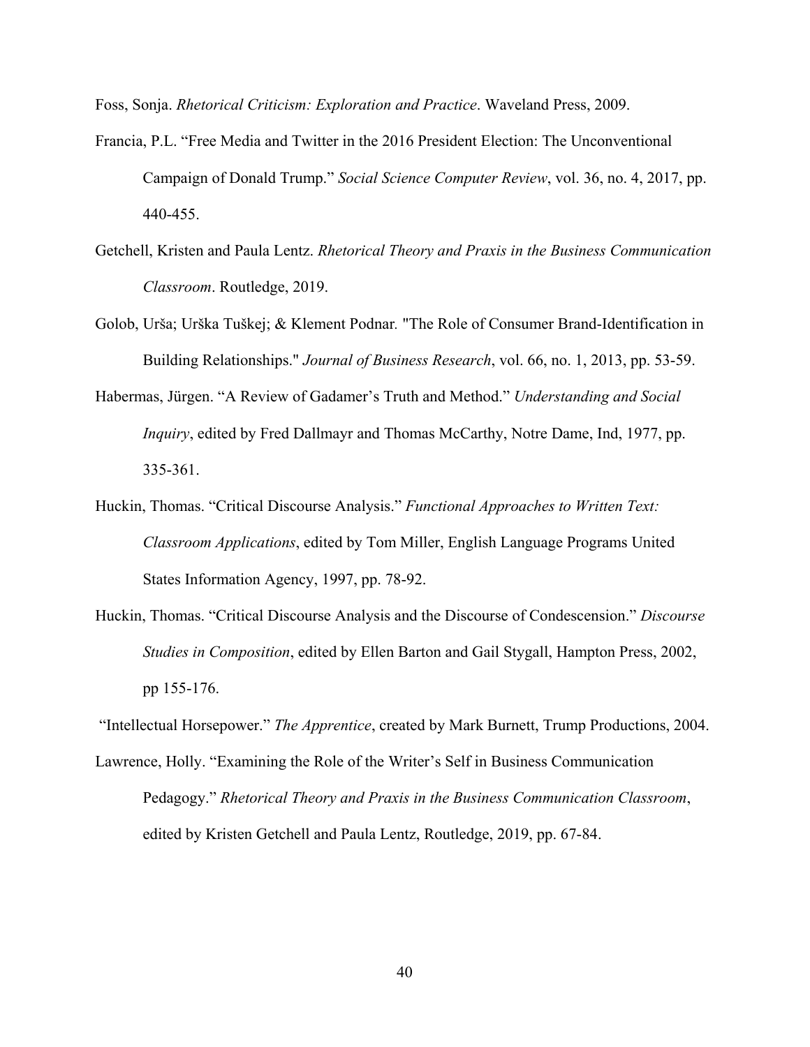Foss, Sonja. *Rhetorical Criticism: Exploration and Practice*. Waveland Press, 2009.

Francia, P.L. "Free Media and Twitter in the 2016 President Election: The Unconventional Campaign of Donald Trump." *Social Science Computer Review*, vol. 36, no. 4, 2017, pp. 440-455.

Getchell, Kristen and Paula Lentz. *Rhetorical Theory and Praxis in the Business Communication Classroom*. Routledge, 2019.

Golob, Urša; Urška Tuškej; & Klement Podnar. "The Role of Consumer Brand-Identification in Building Relationships." *Journal of Business Research*, vol. 66, no. 1, 2013, pp. 53-59.

Habermas, Jürgen. "A Review of Gadamer's Truth and Method." *Understanding and Social Inquiry*, edited by Fred Dallmayr and Thomas McCarthy, Notre Dame, Ind, 1977, pp. 335-361.

Huckin, Thomas. "Critical Discourse Analysis." *Functional Approaches to Written Text: Classroom Applications*, edited by Tom Miller, English Language Programs United States Information Agency, 1997, pp. 78-92.

Huckin, Thomas. "Critical Discourse Analysis and the Discourse of Condescension." *Discourse Studies in Composition*, edited by Ellen Barton and Gail Stygall, Hampton Press, 2002, pp 155-176.

"Intellectual Horsepower." *The Apprentice*, created by Mark Burnett, Trump Productions, 2004.

Lawrence, Holly. "Examining the Role of the Writer's Self in Business Communication Pedagogy." *Rhetorical Theory and Praxis in the Business Communication Classroom*, edited by Kristen Getchell and Paula Lentz, Routledge, 2019, pp. 67-84.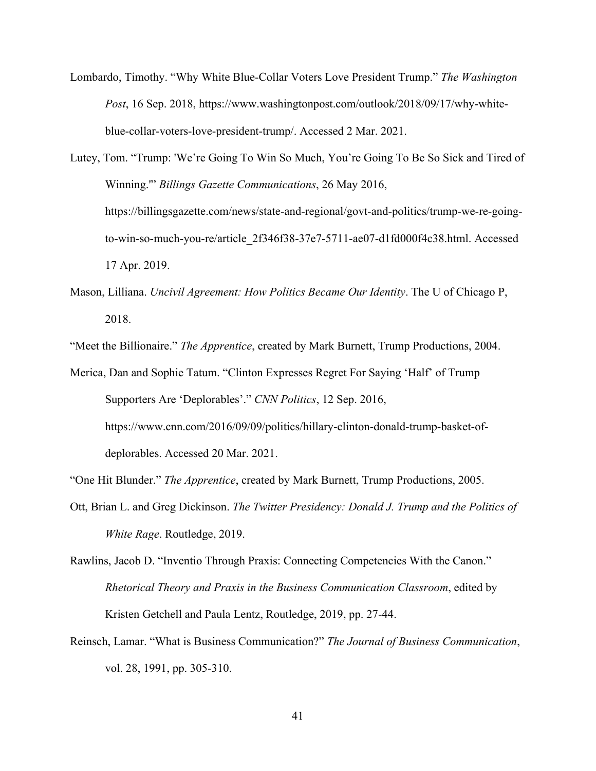Lombardo, Timothy. “Why White Blue-Collar Voters Love President Trump.” *The Washington Post*, 16 Sep. 2018, https://www.washingtonpost.com/outlook/2018/09/17/why-white-blue-collar-voters-love-president-trump/. Accessed 2 Mar. 2021.

Lutey, Tom. “Trump: 'We’re Going To Win So Much, You’re Going To Be So Sick and Tired of Winning.'” *Billings Gazette Communications*, 26 May 2016, https://billingsgazette.com/news/state-and-regional/govt-and-politics/trump-we-re-going-to-win-so-much-you-re/article_2f346f38-37e7-5711-ae07-d1fd000f4c38.html. Accessed 17 Apr. 2019.

Mason, Lilliana. *Uncivil Agreement: How Politics Became Our Identity*. The U of Chicago P, 2018.

“Meet the Billionaire.” *The Apprentice*, created by Mark Burnett, Trump Productions, 2004.

Merica, Dan and Sophie Tatum. “Clinton Expresses Regret For Saying ‘Half’ of Trump Supporters Are ‘Deplorables’.” *CNN Politics*, 12 Sep. 2016, https://www.cnn.com/2016/09/09/politics/hillary-clinton-donald-trump-basket-of-deplorables. Accessed 20 Mar. 2021.

“One Hit Blunder.” *The Apprentice*, created by Mark Burnett, Trump Productions, 2005.

Ott, Brian L. and Greg Dickinson. *The Twitter Presidency: Donald J. Trump and the Politics of White Rage*. Routledge, 2019.

Rawlins, Jacob D. “Inventio Through Praxis: Connecting Competencies With the Canon.” *Rhetorical Theory and Praxis in the Business Communication Classroom*, edited by Kristen Getchell and Paula Lentz, Routledge, 2019, pp. 27-44.

Reinsch, Lamar. “What is Business Communication?” *The Journal of Business Communication*, vol. 28, 1991, pp. 305-310.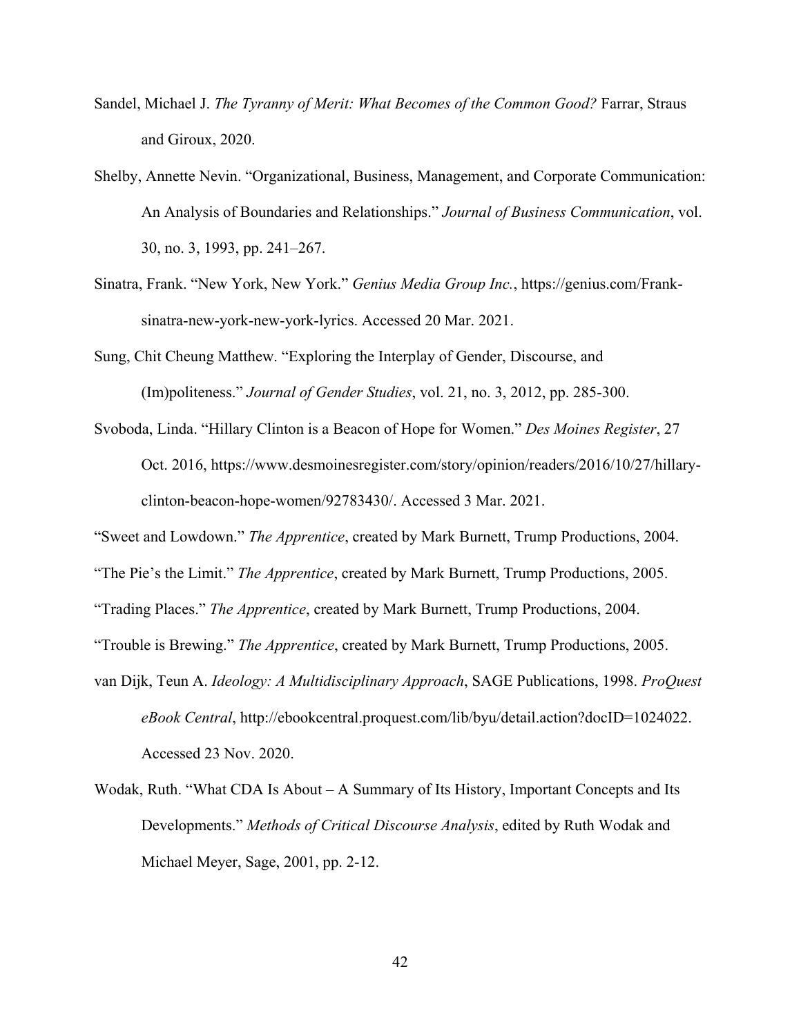Sandel, Michael J. *The Tyranny of Merit: What Becomes of the Common Good?* Farrar, Straus and Giroux, 2020.

Shelby, Annette Nevin. "Organizational, Business, Management, and Corporate Communication: An Analysis of Boundaries and Relationships." *Journal of Business Communication*, vol. 30, no. 3, 1993, pp. 241–267.

Sinatra, Frank. "New York, New York." *Genius Media Group Inc.*, https://genius.com/Frank-sinatra-new-york-new-york-lyrics. Accessed 20 Mar. 2021.

Sung, Chit Cheung Matthew. "Exploring the Interplay of Gender, Discourse, and (Im)politeness." *Journal of Gender Studies*, vol. 21, no. 3, 2012, pp. 285-300.

Svoboda, Linda. "Hillary Clinton is a Beacon of Hope for Women." *Des Moines Register*, 27 Oct. 2016, https://www.desmoinesregister.com/story/opinion/readers/2016/10/27/hillary-clinton-beacon-hope-women/92783430/. Accessed 3 Mar. 2021.

"Sweet and Lowdown." *The Apprentice*, created by Mark Burnett, Trump Productions, 2004.

"The Pie's the Limit." *The Apprentice*, created by Mark Burnett, Trump Productions, 2005.

"Trading Places." *The Apprentice*, created by Mark Burnett, Trump Productions, 2004.

"Trouble is Brewing." *The Apprentice*, created by Mark Burnett, Trump Productions, 2005.

van Dijk, Teun A. *Ideology: A Multidisciplinary Approach*, SAGE Publications, 1998. *ProQuest eBook Central*, http://ebookcentral.proquest.com/lib/byu/detail.action?docID=1024022. Accessed 23 Nov. 2020.

Wodak, Ruth. "What CDA Is About – A Summary of Its History, Important Concepts and Its Developments." *Methods of Critical Discourse Analysis*, edited by Ruth Wodak and Michael Meyer, Sage, 2001, pp. 2-12.